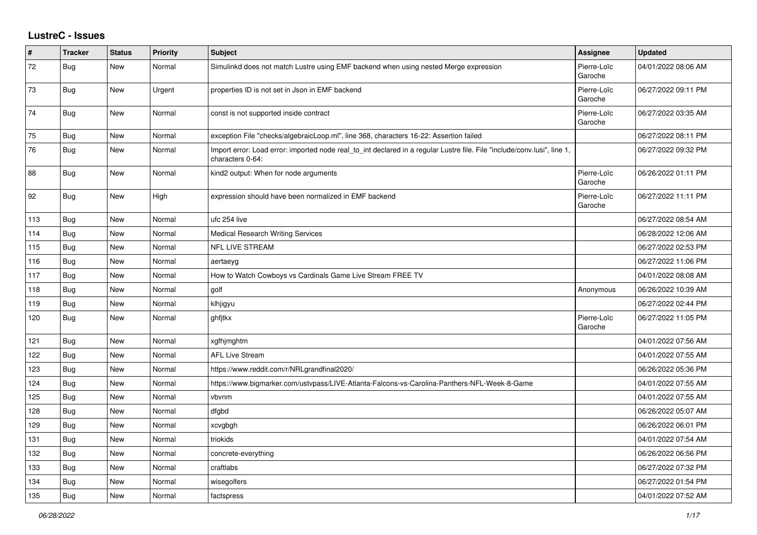# LustreC - Issues

| # | Tracker | Status | Priority | Subject | Assignee | Updated |
|---|---|---|---|---|---|---|
| 72 | Bug | New | Normal | Simulinkd does not match Lustre using EMF backend when using nested Merge expression | Pierre-Loïc Garoche | 04/01/2022 08:06 AM |
| 73 | Bug | New | Urgent | properties ID is not set in Json in EMF backend | Pierre-Loïc Garoche | 06/27/2022 09:11 PM |
| 74 | Bug | New | Normal | const is not supported inside contract | Pierre-Loïc Garoche | 06/27/2022 03:35 AM |
| 75 | Bug | New | Normal | exception File "checks/algebraicLoop.ml", line 368, characters 16-22: Assertion failed | | 06/27/2022 08:11 PM |
| 76 | Bug | New | Normal | Import error: Load error: imported node real_to_int declared in a regular Lustre file. File "include/conv.lusi", line 1, characters 0-64: | | 06/27/2022 09:32 PM |
| 88 | Bug | New | Normal | kind2 output: When for node arguments | Pierre-Loïc Garoche | 06/26/2022 01:11 PM |
| 92 | Bug | New | High | expression should have been normalized in EMF backend | Pierre-Loïc Garoche | 06/27/2022 11:11 PM |
| 113 | Bug | New | Normal | ufc 254 live | | 06/27/2022 08:54 AM |
| 114 | Bug | New | Normal | Medical Research Writing Services | | 06/28/2022 12:06 AM |
| 115 | Bug | New | Normal | NFL LIVE STREAM | | 06/27/2022 02:53 PM |
| 116 | Bug | New | Normal | aertaeyg | | 06/27/2022 11:06 PM |
| 117 | Bug | New | Normal | How to Watch Cowboys vs Cardinals Game Live Stream FREE TV | | 04/01/2022 08:08 AM |
| 118 | Bug | New | Normal | golf | Anonymous | 06/26/2022 10:39 AM |
| 119 | Bug | New | Normal | klhjigyu | | 06/27/2022 02:44 PM |
| 120 | Bug | New | Normal | ghfjtkx | Pierre-Loïc Garoche | 06/27/2022 11:05 PM |
| 121 | Bug | New | Normal | xgfhjmghtm | | 04/01/2022 07:56 AM |
| 122 | Bug | New | Normal | AFL Live Stream | | 04/01/2022 07:55 AM |
| 123 | Bug | New | Normal | https://www.reddit.com/r/NRLgrandfinal2020/ | | 06/26/2022 05:36 PM |
| 124 | Bug | New | Normal | https://www.bigmarker.com/ustvpass/LIVE-Atlanta-Falcons-vs-Carolina-Panthers-NFL-Week-8-Game | | 04/01/2022 07:55 AM |
| 125 | Bug | New | Normal | vbvnm | | 04/01/2022 07:55 AM |
| 128 | Bug | New | Normal | dfgbd | | 06/26/2022 05:07 AM |
| 129 | Bug | New | Normal | xcvgbgh | | 06/26/2022 06:01 PM |
| 131 | Bug | New | Normal | triokids | | 04/01/2022 07:54 AM |
| 132 | Bug | New | Normal | concrete-everything | | 06/26/2022 06:56 PM |
| 133 | Bug | New | Normal | craftlabs | | 06/27/2022 07:32 PM |
| 134 | Bug | New | Normal | wisegolfers | | 06/27/2022 01:54 PM |
| 135 | Bug | New | Normal | factspress | | 04/01/2022 07:52 AM |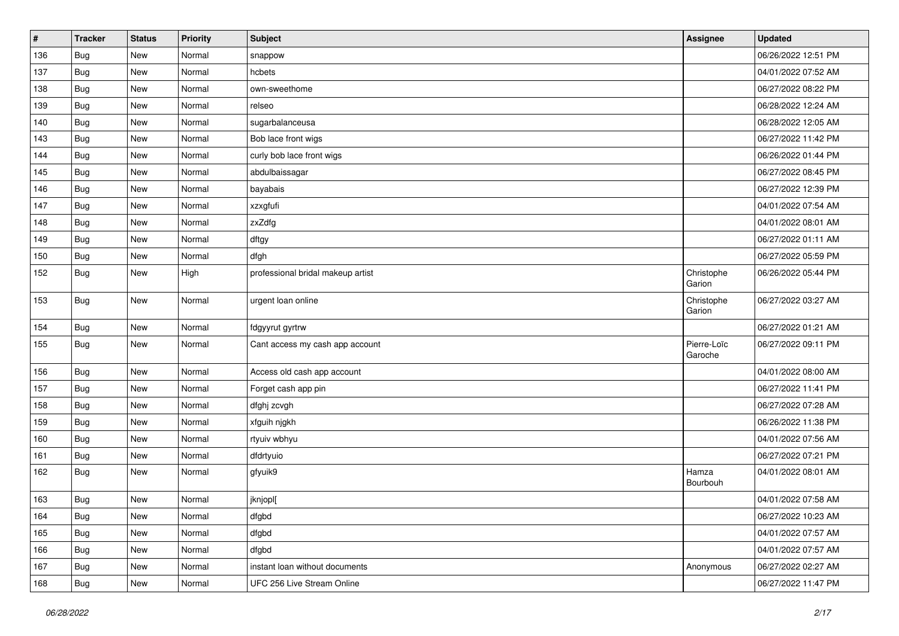| # | Tracker | Status | Priority | Subject | Assignee | Updated |
|---|---|---|---|---|---|---|
| 136 | Bug | New | Normal | snappow | | 06/26/2022 12:51 PM |
| 137 | Bug | New | Normal | hcbets | | 04/01/2022 07:52 AM |
| 138 | Bug | New | Normal | own-sweethome | | 06/27/2022 08:22 PM |
| 139 | Bug | New | Normal | relseo | | 06/28/2022 12:24 AM |
| 140 | Bug | New | Normal | sugarbalanceusa | | 06/28/2022 12:05 AM |
| 143 | Bug | New | Normal | Bob lace front wigs | | 06/27/2022 11:42 PM |
| 144 | Bug | New | Normal | curly bob lace front wigs | | 06/26/2022 01:44 PM |
| 145 | Bug | New | Normal | abdulbaissagar | | 06/27/2022 08:45 PM |
| 146 | Bug | New | Normal | bayabais | | 06/27/2022 12:39 PM |
| 147 | Bug | New | Normal | xzxgfufi | | 04/01/2022 07:54 AM |
| 148 | Bug | New | Normal | zxZdfg | | 04/01/2022 08:01 AM |
| 149 | Bug | New | Normal | dftgy | | 06/27/2022 01:11 AM |
| 150 | Bug | New | Normal | dfgh | | 06/27/2022 05:59 PM |
| 152 | Bug | New | High | professional bridal makeup artist | Christophe Garion | 06/26/2022 05:44 PM |
| 153 | Bug | New | Normal | urgent loan online | Christophe Garion | 06/27/2022 03:27 AM |
| 154 | Bug | New | Normal | fdgyyrut gyrtrw | | 06/27/2022 01:21 AM |
| 155 | Bug | New | Normal | Cant access my cash app account | Pierre-Loïc Garoche | 06/27/2022 09:11 PM |
| 156 | Bug | New | Normal | Access old cash app account | | 04/01/2022 08:00 AM |
| 157 | Bug | New | Normal | Forget cash app pin | | 06/27/2022 11:41 PM |
| 158 | Bug | New | Normal | dfghj zcvgh | | 06/27/2022 07:28 AM |
| 159 | Bug | New | Normal | xfguih njgkh | | 06/26/2022 11:38 PM |
| 160 | Bug | New | Normal | rtyuiv wbhyu | | 04/01/2022 07:56 AM |
| 161 | Bug | New | Normal | dfdrtyuio | | 06/27/2022 07:21 PM |
| 162 | Bug | New | Normal | gfyuik9 | Hamza Bourbouh | 04/01/2022 08:01 AM |
| 163 | Bug | New | Normal | jknjopl[ | | 04/01/2022 07:58 AM |
| 164 | Bug | New | Normal | dfgbd | | 06/27/2022 10:23 AM |
| 165 | Bug | New | Normal | dfgbd | | 04/01/2022 07:57 AM |
| 166 | Bug | New | Normal | dfgbd | | 04/01/2022 07:57 AM |
| 167 | Bug | New | Normal | instant loan without documents | Anonymous | 06/27/2022 02:27 AM |
| 168 | Bug | New | Normal | UFC 256 Live Stream Online | | 06/27/2022 11:47 PM |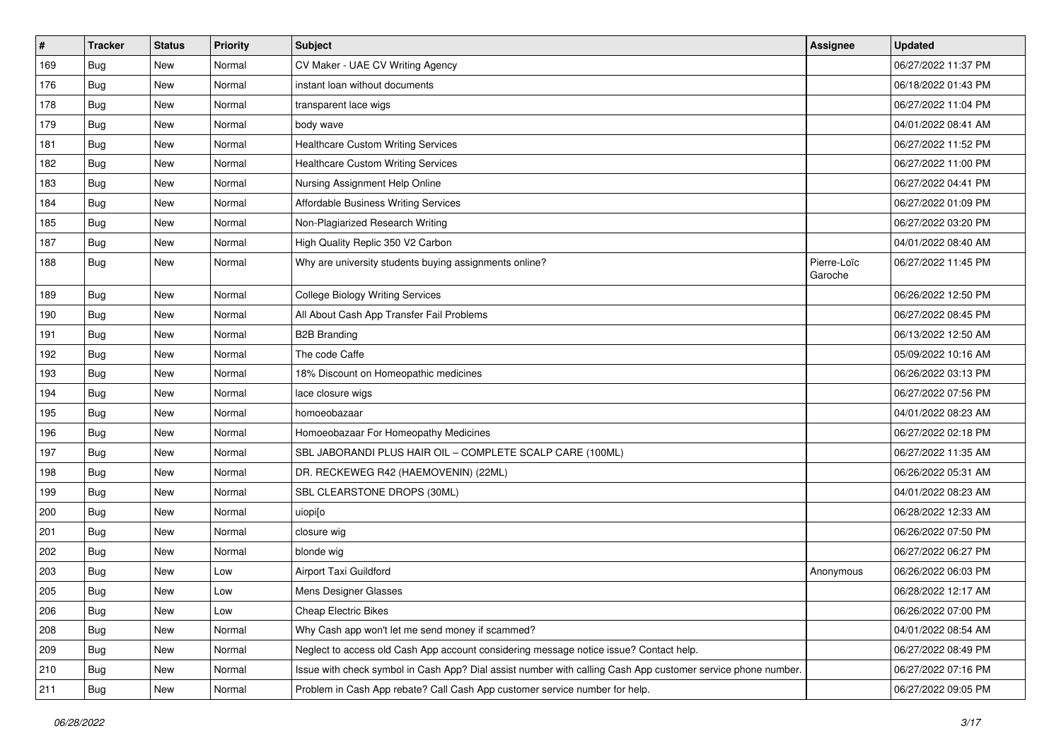| # | Tracker | Status | Priority | Subject | Assignee | Updated |
|---|---|---|---|---|---|---|
| 169 | Bug | New | Normal | CV Maker - UAE CV Writing Agency | | 06/27/2022 11:37 PM |
| 176 | Bug | New | Normal | instant loan without documents | | 06/18/2022 01:43 PM |
| 178 | Bug | New | Normal | transparent lace wigs | | 06/27/2022 11:04 PM |
| 179 | Bug | New | Normal | body wave | | 04/01/2022 08:41 AM |
| 181 | Bug | New | Normal | Healthcare Custom Writing Services | | 06/27/2022 11:52 PM |
| 182 | Bug | New | Normal | Healthcare Custom Writing Services | | 06/27/2022 11:00 PM |
| 183 | Bug | New | Normal | Nursing Assignment Help Online | | 06/27/2022 04:41 PM |
| 184 | Bug | New | Normal | Affordable Business Writing Services | | 06/27/2022 01:09 PM |
| 185 | Bug | New | Normal | Non-Plagiarized Research Writing | | 06/27/2022 03:20 PM |
| 187 | Bug | New | Normal | High Quality Replic 350 V2 Carbon | | 04/01/2022 08:40 AM |
| 188 | Bug | New | Normal | Why are university students buying assignments online? | Pierre-Loïc Garoche | 06/27/2022 11:45 PM |
| 189 | Bug | New | Normal | College Biology Writing Services | | 06/26/2022 12:50 PM |
| 190 | Bug | New | Normal | All About Cash App Transfer Fail Problems | | 06/27/2022 08:45 PM |
| 191 | Bug | New | Normal | B2B Branding | | 06/13/2022 12:50 AM |
| 192 | Bug | New | Normal | The code Caffe | | 05/09/2022 10:16 AM |
| 193 | Bug | New | Normal | 18% Discount on Homeopathic medicines | | 06/26/2022 03:13 PM |
| 194 | Bug | New | Normal | lace closure wigs | | 06/27/2022 07:56 PM |
| 195 | Bug | New | Normal | homoeobazaar | | 04/01/2022 08:23 AM |
| 196 | Bug | New | Normal | Homoeobazaar For Homeopathy Medicines | | 06/27/2022 02:18 PM |
| 197 | Bug | New | Normal | SBL JABORANDI PLUS HAIR OIL – COMPLETE SCALP CARE (100ML) | | 06/27/2022 11:35 AM |
| 198 | Bug | New | Normal | DR. RECKEWEG R42 (HAEMOVENIN) (22ML) | | 06/26/2022 05:31 AM |
| 199 | Bug | New | Normal | SBL CLEARSTONE DROPS (30ML) | | 04/01/2022 08:23 AM |
| 200 | Bug | New | Normal | uiopi[o | | 06/28/2022 12:33 AM |
| 201 | Bug | New | Normal | closure wig | | 06/26/2022 07:50 PM |
| 202 | Bug | New | Normal | blonde wig | | 06/27/2022 06:27 PM |
| 203 | Bug | New | Low | Airport Taxi Guildford | Anonymous | 06/26/2022 06:03 PM |
| 205 | Bug | New | Low | Mens Designer Glasses | | 06/28/2022 12:17 AM |
| 206 | Bug | New | Low | Cheap Electric Bikes | | 06/26/2022 07:00 PM |
| 208 | Bug | New | Normal | Why Cash app won't let me send money if scammed? | | 04/01/2022 08:54 AM |
| 209 | Bug | New | Normal | Neglect to access old Cash App account considering message notice issue? Contact help. | | 06/27/2022 08:49 PM |
| 210 | Bug | New | Normal | Issue with check symbol in Cash App? Dial assist number with calling Cash App customer service phone number. | | 06/27/2022 07:16 PM |
| 211 | Bug | New | Normal | Problem in Cash App rebate? Call Cash App customer service number for help. | | 06/27/2022 09:05 PM |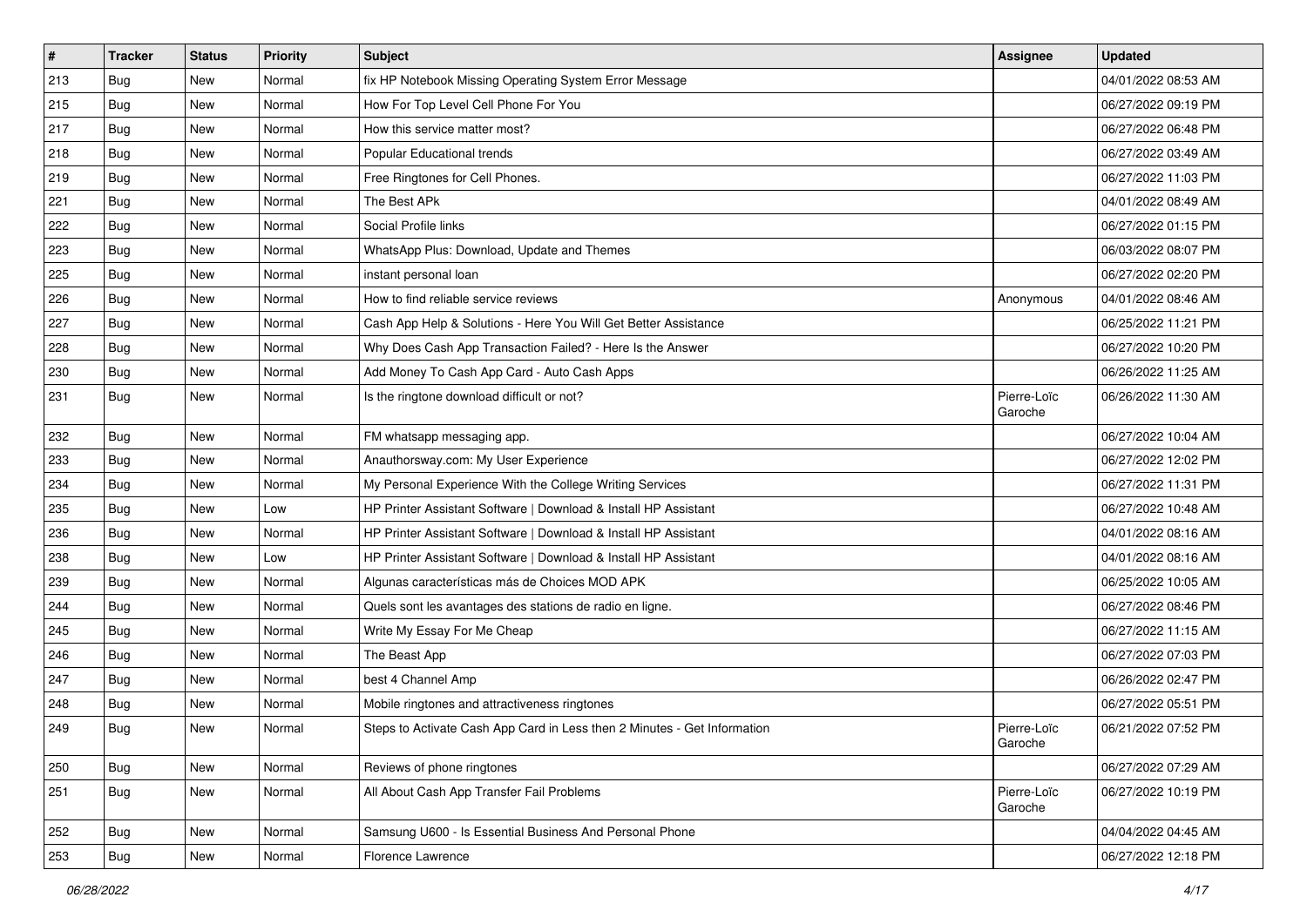| # | Tracker | Status | Priority | Subject | Assignee | Updated |
|---|---|---|---|---|---|---|
| 213 | Bug | New | Normal | fix HP Notebook Missing Operating System Error Message | | 04/01/2022 08:53 AM |
| 215 | Bug | New | Normal | How For Top Level Cell Phone For You | | 06/27/2022 09:19 PM |
| 217 | Bug | New | Normal | How this service matter most? | | 06/27/2022 06:48 PM |
| 218 | Bug | New | Normal | Popular Educational trends | | 06/27/2022 03:49 AM |
| 219 | Bug | New | Normal | Free Ringtones for Cell Phones. | | 06/27/2022 11:03 PM |
| 221 | Bug | New | Normal | The Best APk | | 04/01/2022 08:49 AM |
| 222 | Bug | New | Normal | Social Profile links | | 06/27/2022 01:15 PM |
| 223 | Bug | New | Normal | WhatsApp Plus: Download, Update and Themes | | 06/03/2022 08:07 PM |
| 225 | Bug | New | Normal | instant personal loan | | 06/27/2022 02:20 PM |
| 226 | Bug | New | Normal | How to find reliable service reviews | Anonymous | 04/01/2022 08:46 AM |
| 227 | Bug | New | Normal | Cash App Help & Solutions - Here You Will Get Better Assistance | | 06/25/2022 11:21 PM |
| 228 | Bug | New | Normal | Why Does Cash App Transaction Failed? - Here Is the Answer | | 06/27/2022 10:20 PM |
| 230 | Bug | New | Normal | Add Money To Cash App Card - Auto Cash Apps | | 06/26/2022 11:25 AM |
| 231 | Bug | New | Normal | Is the ringtone download difficult or not? | Pierre-Loïc Garoche | 06/26/2022 11:30 AM |
| 232 | Bug | New | Normal | FM whatsapp messaging app. | | 06/27/2022 10:04 AM |
| 233 | Bug | New | Normal | Anauthorsway.com: My User Experience | | 06/27/2022 12:02 PM |
| 234 | Bug | New | Normal | My Personal Experience With the College Writing Services | | 06/27/2022 11:31 PM |
| 235 | Bug | New | Low | HP Printer Assistant Software \| Download & Install HP Assistant | | 06/27/2022 10:48 AM |
| 236 | Bug | New | Normal | HP Printer Assistant Software \| Download & Install HP Assistant | | 04/01/2022 08:16 AM |
| 238 | Bug | New | Low | HP Printer Assistant Software \| Download & Install HP Assistant | | 04/01/2022 08:16 AM |
| 239 | Bug | New | Normal | Algunas características más de Choices MOD APK | | 06/25/2022 10:05 AM |
| 244 | Bug | New | Normal | Quels sont les avantages des stations de radio en ligne. | | 06/27/2022 08:46 PM |
| 245 | Bug | New | Normal | Write My Essay For Me Cheap | | 06/27/2022 11:15 AM |
| 246 | Bug | New | Normal | The Beast App | | 06/27/2022 07:03 PM |
| 247 | Bug | New | Normal | best 4 Channel Amp | | 06/26/2022 02:47 PM |
| 248 | Bug | New | Normal | Mobile ringtones and attractiveness ringtones | | 06/27/2022 05:51 PM |
| 249 | Bug | New | Normal | Steps to Activate Cash App Card in Less then 2 Minutes - Get Information | Pierre-Loïc Garoche | 06/21/2022 07:52 PM |
| 250 | Bug | New | Normal | Reviews of phone ringtones | | 06/27/2022 07:29 AM |
| 251 | Bug | New | Normal | All About Cash App Transfer Fail Problems | Pierre-Loïc Garoche | 06/27/2022 10:19 PM |
| 252 | Bug | New | Normal | Samsung U600 - Is Essential Business And Personal Phone | | 04/04/2022 04:45 AM |
| 253 | Bug | New | Normal | Florence Lawrence | | 06/27/2022 12:18 PM |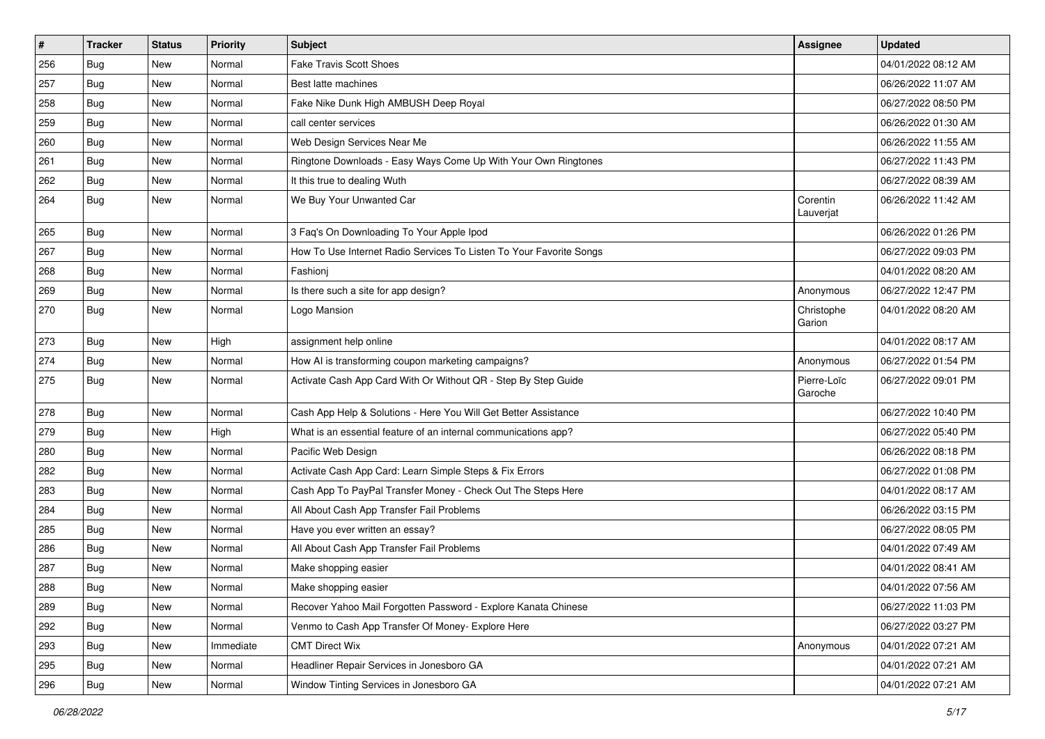| # | Tracker | Status | Priority | Subject | Assignee | Updated |
|---|---|---|---|---|---|---|
| 256 | Bug | New | Normal | Fake Travis Scott Shoes | | 04/01/2022 08:12 AM |
| 257 | Bug | New | Normal | Best latte machines | | 06/26/2022 11:07 AM |
| 258 | Bug | New | Normal | Fake Nike Dunk High AMBUSH Deep Royal | | 06/27/2022 08:50 PM |
| 259 | Bug | New | Normal | call center services | | 06/26/2022 01:30 AM |
| 260 | Bug | New | Normal | Web Design Services Near Me | | 06/26/2022 11:55 AM |
| 261 | Bug | New | Normal | Ringtone Downloads - Easy Ways Come Up With Your Own Ringtones | | 06/27/2022 11:43 PM |
| 262 | Bug | New | Normal | It this true to dealing Wuth | | 06/27/2022 08:39 AM |
| 264 | Bug | New | Normal | We Buy Your Unwanted Car | Corentin Lauverjat | 06/26/2022 11:42 AM |
| 265 | Bug | New | Normal | 3 Faq's On Downloading To Your Apple Ipod | | 06/26/2022 01:26 PM |
| 267 | Bug | New | Normal | How To Use Internet Radio Services To Listen To Your Favorite Songs | | 06/27/2022 09:03 PM |
| 268 | Bug | New | Normal | Fashionj | | 04/01/2022 08:20 AM |
| 269 | Bug | New | Normal | Is there such a site for app design? | Anonymous | 06/27/2022 12:47 PM |
| 270 | Bug | New | Normal | Logo Mansion | Christophe Garion | 04/01/2022 08:20 AM |
| 273 | Bug | New | High | assignment help online | | 04/01/2022 08:17 AM |
| 274 | Bug | New | Normal | How AI is transforming coupon marketing campaigns? | Anonymous | 06/27/2022 01:54 PM |
| 275 | Bug | New | Normal | Activate Cash App Card With Or Without QR - Step By Step Guide | Pierre-Loïc Garoche | 06/27/2022 09:01 PM |
| 278 | Bug | New | Normal | Cash App Help & Solutions - Here You Will Get Better Assistance | | 06/27/2022 10:40 PM |
| 279 | Bug | New | High | What is an essential feature of an internal communications app? | | 06/27/2022 05:40 PM |
| 280 | Bug | New | Normal | Pacific Web Design | | 06/26/2022 08:18 PM |
| 282 | Bug | New | Normal | Activate Cash App Card: Learn Simple Steps & Fix Errors | | 06/27/2022 01:08 PM |
| 283 | Bug | New | Normal | Cash App To PayPal Transfer Money - Check Out The Steps Here | | 04/01/2022 08:17 AM |
| 284 | Bug | New | Normal | All About Cash App Transfer Fail Problems | | 06/26/2022 03:15 PM |
| 285 | Bug | New | Normal | Have you ever written an essay? | | 06/27/2022 08:05 PM |
| 286 | Bug | New | Normal | All About Cash App Transfer Fail Problems | | 04/01/2022 07:49 AM |
| 287 | Bug | New | Normal | Make shopping easier | | 04/01/2022 08:41 AM |
| 288 | Bug | New | Normal | Make shopping easier | | 04/01/2022 07:56 AM |
| 289 | Bug | New | Normal | Recover Yahoo Mail Forgotten Password - Explore Kanata Chinese | | 06/27/2022 11:03 PM |
| 292 | Bug | New | Normal | Venmo to Cash App Transfer Of Money- Explore Here | | 06/27/2022 03:27 PM |
| 293 | Bug | New | Immediate | CMT Direct Wix | Anonymous | 04/01/2022 07:21 AM |
| 295 | Bug | New | Normal | Headliner Repair Services in Jonesboro GA | | 04/01/2022 07:21 AM |
| 296 | Bug | New | Normal | Window Tinting Services in Jonesboro GA | | 04/01/2022 07:21 AM |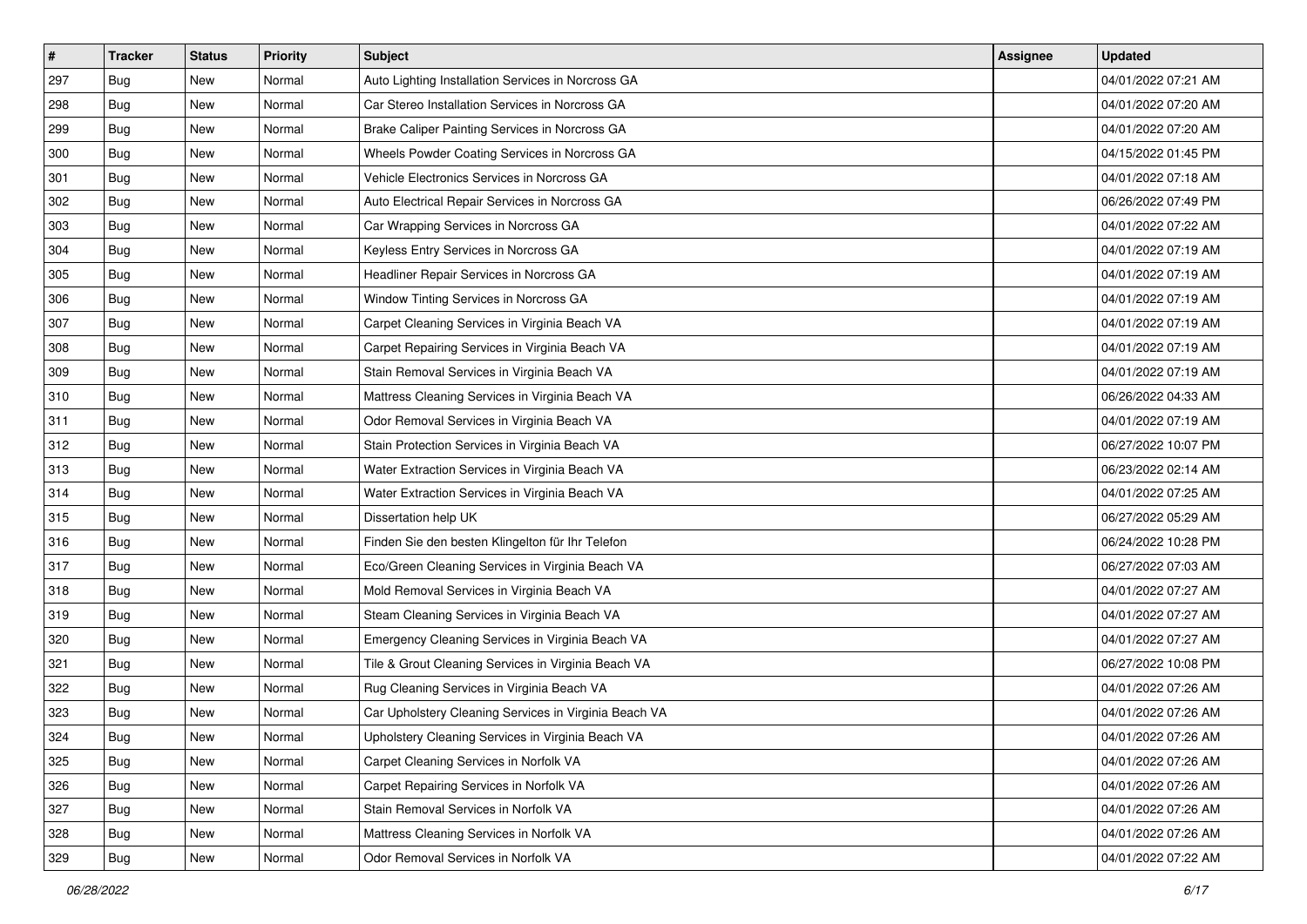| # | Tracker | Status | Priority | Subject | Assignee | Updated |
| --- | --- | --- | --- | --- | --- | --- |
| 297 | Bug | New | Normal | Auto Lighting Installation Services in Norcross GA | | 04/01/2022 07:21 AM |
| 298 | Bug | New | Normal | Car Stereo Installation Services in Norcross GA | | 04/01/2022 07:20 AM |
| 299 | Bug | New | Normal | Brake Caliper Painting Services in Norcross GA | | 04/01/2022 07:20 AM |
| 300 | Bug | New | Normal | Wheels Powder Coating Services in Norcross GA | | 04/15/2022 01:45 PM |
| 301 | Bug | New | Normal | Vehicle Electronics Services in Norcross GA | | 04/01/2022 07:18 AM |
| 302 | Bug | New | Normal | Auto Electrical Repair Services in Norcross GA | | 06/26/2022 07:49 PM |
| 303 | Bug | New | Normal | Car Wrapping Services in Norcross GA | | 04/01/2022 07:22 AM |
| 304 | Bug | New | Normal | Keyless Entry Services in Norcross GA | | 04/01/2022 07:19 AM |
| 305 | Bug | New | Normal | Headliner Repair Services in Norcross GA | | 04/01/2022 07:19 AM |
| 306 | Bug | New | Normal | Window Tinting Services in Norcross GA | | 04/01/2022 07:19 AM |
| 307 | Bug | New | Normal | Carpet Cleaning Services in Virginia Beach VA | | 04/01/2022 07:19 AM |
| 308 | Bug | New | Normal | Carpet Repairing Services in Virginia Beach VA | | 04/01/2022 07:19 AM |
| 309 | Bug | New | Normal | Stain Removal Services in Virginia Beach VA | | 04/01/2022 07:19 AM |
| 310 | Bug | New | Normal | Mattress Cleaning Services in Virginia Beach VA | | 06/26/2022 04:33 AM |
| 311 | Bug | New | Normal | Odor Removal Services in Virginia Beach VA | | 04/01/2022 07:19 AM |
| 312 | Bug | New | Normal | Stain Protection Services in Virginia Beach VA | | 06/27/2022 10:07 PM |
| 313 | Bug | New | Normal | Water Extraction Services in Virginia Beach VA | | 06/23/2022 02:14 AM |
| 314 | Bug | New | Normal | Water Extraction Services in Virginia Beach VA | | 04/01/2022 07:25 AM |
| 315 | Bug | New | Normal | Dissertation help UK | | 06/27/2022 05:29 AM |
| 316 | Bug | New | Normal | Finden Sie den besten Klingelton für Ihr Telefon | | 06/24/2022 10:28 PM |
| 317 | Bug | New | Normal | Eco/Green Cleaning Services in Virginia Beach VA | | 06/27/2022 07:03 AM |
| 318 | Bug | New | Normal | Mold Removal Services in Virginia Beach VA | | 04/01/2022 07:27 AM |
| 319 | Bug | New | Normal | Steam Cleaning Services in Virginia Beach VA | | 04/01/2022 07:27 AM |
| 320 | Bug | New | Normal | Emergency Cleaning Services in Virginia Beach VA | | 04/01/2022 07:27 AM |
| 321 | Bug | New | Normal | Tile & Grout Cleaning Services in Virginia Beach VA | | 06/27/2022 10:08 PM |
| 322 | Bug | New | Normal | Rug Cleaning Services in Virginia Beach VA | | 04/01/2022 07:26 AM |
| 323 | Bug | New | Normal | Car Upholstery Cleaning Services in Virginia Beach VA | | 04/01/2022 07:26 AM |
| 324 | Bug | New | Normal | Upholstery Cleaning Services in Virginia Beach VA | | 04/01/2022 07:26 AM |
| 325 | Bug | New | Normal | Carpet Cleaning Services in Norfolk VA | | 04/01/2022 07:26 AM |
| 326 | Bug | New | Normal | Carpet Repairing Services in Norfolk VA | | 04/01/2022 07:26 AM |
| 327 | Bug | New | Normal | Stain Removal Services in Norfolk VA | | 04/01/2022 07:26 AM |
| 328 | Bug | New | Normal | Mattress Cleaning Services in Norfolk VA | | 04/01/2022 07:26 AM |
| 329 | Bug | New | Normal | Odor Removal Services in Norfolk VA | | 04/01/2022 07:22 AM |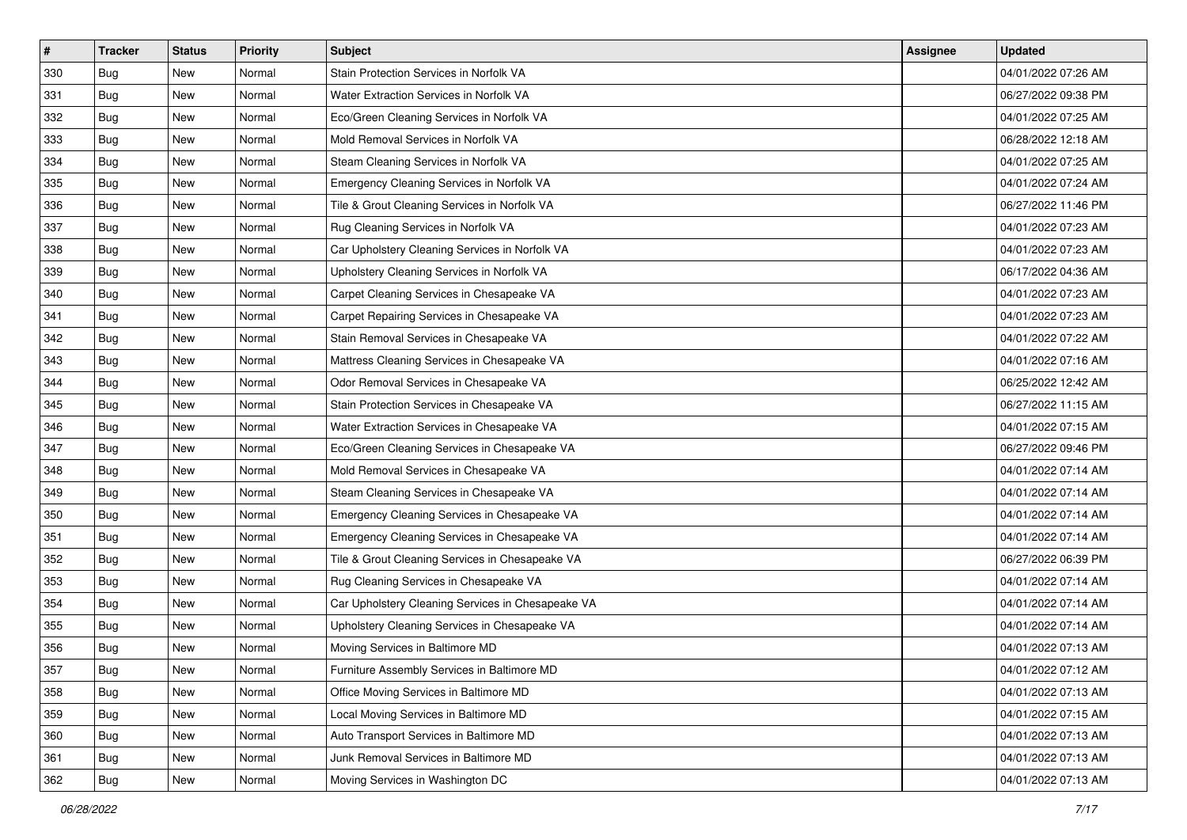| # | Tracker | Status | Priority | Subject | Assignee | Updated |
|---|---|---|---|---|---|---|
| 330 | Bug | New | Normal | Stain Protection Services in Norfolk VA | | 04/01/2022 07:26 AM |
| 331 | Bug | New | Normal | Water Extraction Services in Norfolk VA | | 06/27/2022 09:38 PM |
| 332 | Bug | New | Normal | Eco/Green Cleaning Services in Norfolk VA | | 04/01/2022 07:25 AM |
| 333 | Bug | New | Normal | Mold Removal Services in Norfolk VA | | 06/28/2022 12:18 AM |
| 334 | Bug | New | Normal | Steam Cleaning Services in Norfolk VA | | 04/01/2022 07:25 AM |
| 335 | Bug | New | Normal | Emergency Cleaning Services in Norfolk VA | | 04/01/2022 07:24 AM |
| 336 | Bug | New | Normal | Tile & Grout Cleaning Services in Norfolk VA | | 06/27/2022 11:46 PM |
| 337 | Bug | New | Normal | Rug Cleaning Services in Norfolk VA | | 04/01/2022 07:23 AM |
| 338 | Bug | New | Normal | Car Upholstery Cleaning Services in Norfolk VA | | 04/01/2022 07:23 AM |
| 339 | Bug | New | Normal | Upholstery Cleaning Services in Norfolk VA | | 06/17/2022 04:36 AM |
| 340 | Bug | New | Normal | Carpet Cleaning Services in Chesapeake VA | | 04/01/2022 07:23 AM |
| 341 | Bug | New | Normal | Carpet Repairing Services in Chesapeake VA | | 04/01/2022 07:23 AM |
| 342 | Bug | New | Normal | Stain Removal Services in Chesapeake VA | | 04/01/2022 07:22 AM |
| 343 | Bug | New | Normal | Mattress Cleaning Services in Chesapeake VA | | 04/01/2022 07:16 AM |
| 344 | Bug | New | Normal | Odor Removal Services in Chesapeake VA | | 06/25/2022 12:42 AM |
| 345 | Bug | New | Normal | Stain Protection Services in Chesapeake VA | | 06/27/2022 11:15 AM |
| 346 | Bug | New | Normal | Water Extraction Services in Chesapeake VA | | 04/01/2022 07:15 AM |
| 347 | Bug | New | Normal | Eco/Green Cleaning Services in Chesapeake VA | | 06/27/2022 09:46 PM |
| 348 | Bug | New | Normal | Mold Removal Services in Chesapeake VA | | 04/01/2022 07:14 AM |
| 349 | Bug | New | Normal | Steam Cleaning Services in Chesapeake VA | | 04/01/2022 07:14 AM |
| 350 | Bug | New | Normal | Emergency Cleaning Services in Chesapeake VA | | 04/01/2022 07:14 AM |
| 351 | Bug | New | Normal | Emergency Cleaning Services in Chesapeake VA | | 04/01/2022 07:14 AM |
| 352 | Bug | New | Normal | Tile & Grout Cleaning Services in Chesapeake VA | | 06/27/2022 06:39 PM |
| 353 | Bug | New | Normal | Rug Cleaning Services in Chesapeake VA | | 04/01/2022 07:14 AM |
| 354 | Bug | New | Normal | Car Upholstery Cleaning Services in Chesapeake VA | | 04/01/2022 07:14 AM |
| 355 | Bug | New | Normal | Upholstery Cleaning Services in Chesapeake VA | | 04/01/2022 07:14 AM |
| 356 | Bug | New | Normal | Moving Services in Baltimore MD | | 04/01/2022 07:13 AM |
| 357 | Bug | New | Normal | Furniture Assembly Services in Baltimore MD | | 04/01/2022 07:12 AM |
| 358 | Bug | New | Normal | Office Moving Services in Baltimore MD | | 04/01/2022 07:13 AM |
| 359 | Bug | New | Normal | Local Moving Services in Baltimore MD | | 04/01/2022 07:15 AM |
| 360 | Bug | New | Normal | Auto Transport Services in Baltimore MD | | 04/01/2022 07:13 AM |
| 361 | Bug | New | Normal | Junk Removal Services in Baltimore MD | | 04/01/2022 07:13 AM |
| 362 | Bug | New | Normal | Moving Services in Washington DC | | 04/01/2022 07:13 AM |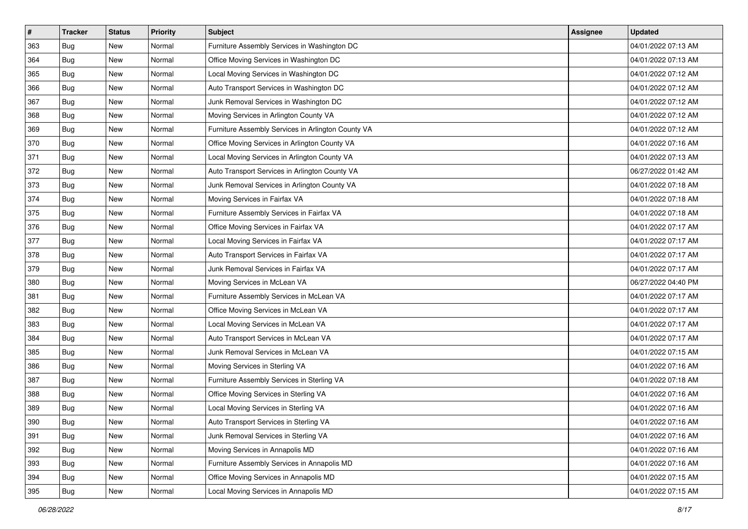| # | Tracker | Status | Priority | Subject | Assignee | Updated |
|---|---|---|---|---|---|---|
| 363 | Bug | New | Normal | Furniture Assembly Services in Washington DC | | 04/01/2022 07:13 AM |
| 364 | Bug | New | Normal | Office Moving Services in Washington DC | | 04/01/2022 07:13 AM |
| 365 | Bug | New | Normal | Local Moving Services in Washington DC | | 04/01/2022 07:12 AM |
| 366 | Bug | New | Normal | Auto Transport Services in Washington DC | | 04/01/2022 07:12 AM |
| 367 | Bug | New | Normal | Junk Removal Services in Washington DC | | 04/01/2022 07:12 AM |
| 368 | Bug | New | Normal | Moving Services in Arlington County VA | | 04/01/2022 07:12 AM |
| 369 | Bug | New | Normal | Furniture Assembly Services in Arlington County VA | | 04/01/2022 07:12 AM |
| 370 | Bug | New | Normal | Office Moving Services in Arlington County VA | | 04/01/2022 07:16 AM |
| 371 | Bug | New | Normal | Local Moving Services in Arlington County VA | | 04/01/2022 07:13 AM |
| 372 | Bug | New | Normal | Auto Transport Services in Arlington County VA | | 06/27/2022 01:42 AM |
| 373 | Bug | New | Normal | Junk Removal Services in Arlington County VA | | 04/01/2022 07:18 AM |
| 374 | Bug | New | Normal | Moving Services in Fairfax VA | | 04/01/2022 07:18 AM |
| 375 | Bug | New | Normal | Furniture Assembly Services in Fairfax VA | | 04/01/2022 07:18 AM |
| 376 | Bug | New | Normal | Office Moving Services in Fairfax VA | | 04/01/2022 07:17 AM |
| 377 | Bug | New | Normal | Local Moving Services in Fairfax VA | | 04/01/2022 07:17 AM |
| 378 | Bug | New | Normal | Auto Transport Services in Fairfax VA | | 04/01/2022 07:17 AM |
| 379 | Bug | New | Normal | Junk Removal Services in Fairfax VA | | 04/01/2022 07:17 AM |
| 380 | Bug | New | Normal | Moving Services in McLean VA | | 06/27/2022 04:40 PM |
| 381 | Bug | New | Normal | Furniture Assembly Services in McLean VA | | 04/01/2022 07:17 AM |
| 382 | Bug | New | Normal | Office Moving Services in McLean VA | | 04/01/2022 07:17 AM |
| 383 | Bug | New | Normal | Local Moving Services in McLean VA | | 04/01/2022 07:17 AM |
| 384 | Bug | New | Normal | Auto Transport Services in McLean VA | | 04/01/2022 07:17 AM |
| 385 | Bug | New | Normal | Junk Removal Services in McLean VA | | 04/01/2022 07:15 AM |
| 386 | Bug | New | Normal | Moving Services in Sterling VA | | 04/01/2022 07:16 AM |
| 387 | Bug | New | Normal | Furniture Assembly Services in Sterling VA | | 04/01/2022 07:18 AM |
| 388 | Bug | New | Normal | Office Moving Services in Sterling VA | | 04/01/2022 07:16 AM |
| 389 | Bug | New | Normal | Local Moving Services in Sterling VA | | 04/01/2022 07:16 AM |
| 390 | Bug | New | Normal | Auto Transport Services in Sterling VA | | 04/01/2022 07:16 AM |
| 391 | Bug | New | Normal | Junk Removal Services in Sterling VA | | 04/01/2022 07:16 AM |
| 392 | Bug | New | Normal | Moving Services in Annapolis MD | | 04/01/2022 07:16 AM |
| 393 | Bug | New | Normal | Furniture Assembly Services in Annapolis MD | | 04/01/2022 07:16 AM |
| 394 | Bug | New | Normal | Office Moving Services in Annapolis MD | | 04/01/2022 07:15 AM |
| 395 | Bug | New | Normal | Local Moving Services in Annapolis MD | | 04/01/2022 07:15 AM |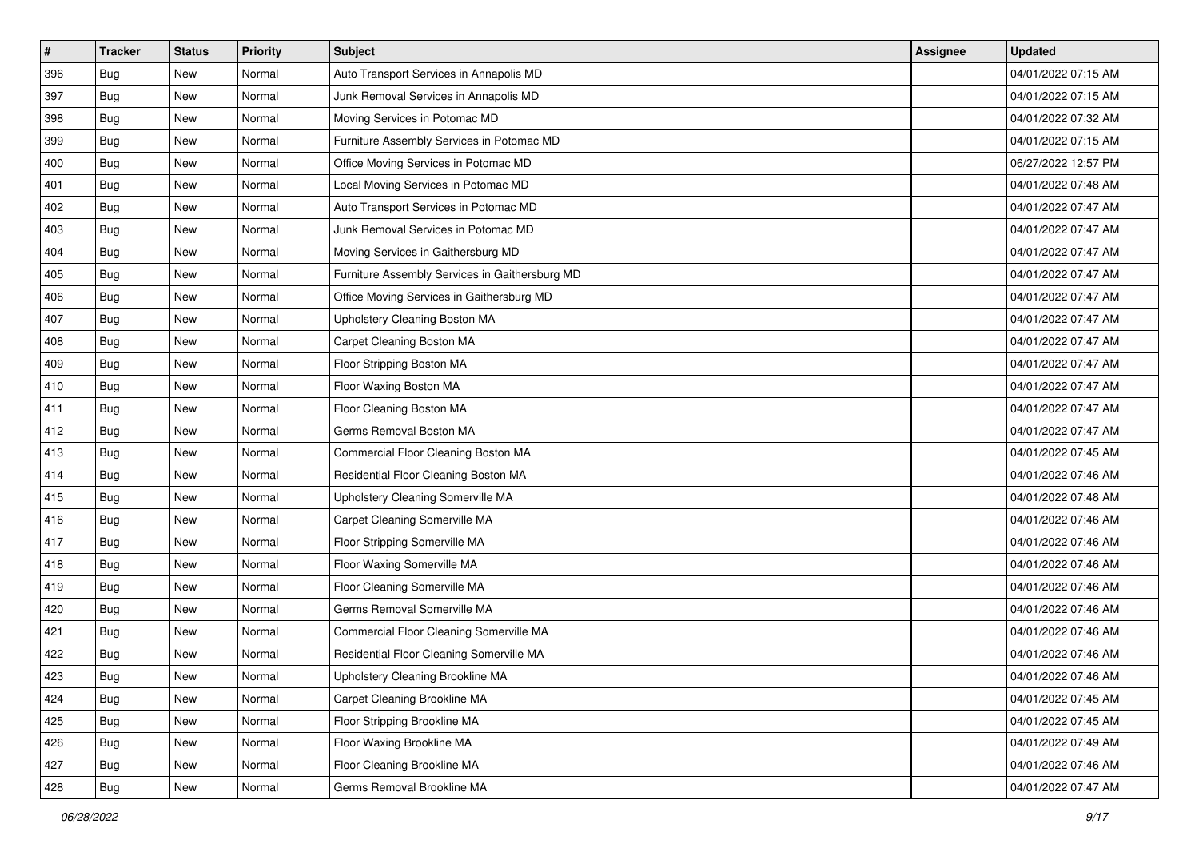| # | Tracker | Status | Priority | Subject | Assignee | Updated |
| --- | --- | --- | --- | --- | --- | --- |
| 396 | Bug | New | Normal | Auto Transport Services in Annapolis MD | | 04/01/2022 07:15 AM |
| 397 | Bug | New | Normal | Junk Removal Services in Annapolis MD | | 04/01/2022 07:15 AM |
| 398 | Bug | New | Normal | Moving Services in Potomac MD | | 04/01/2022 07:32 AM |
| 399 | Bug | New | Normal | Furniture Assembly Services in Potomac MD | | 04/01/2022 07:15 AM |
| 400 | Bug | New | Normal | Office Moving Services in Potomac MD | | 06/27/2022 12:57 PM |
| 401 | Bug | New | Normal | Local Moving Services in Potomac MD | | 04/01/2022 07:48 AM |
| 402 | Bug | New | Normal | Auto Transport Services in Potomac MD | | 04/01/2022 07:47 AM |
| 403 | Bug | New | Normal | Junk Removal Services in Potomac MD | | 04/01/2022 07:47 AM |
| 404 | Bug | New | Normal | Moving Services in Gaithersburg MD | | 04/01/2022 07:47 AM |
| 405 | Bug | New | Normal | Furniture Assembly Services in Gaithersburg MD | | 04/01/2022 07:47 AM |
| 406 | Bug | New | Normal | Office Moving Services in Gaithersburg MD | | 04/01/2022 07:47 AM |
| 407 | Bug | New | Normal | Upholstery Cleaning Boston MA | | 04/01/2022 07:47 AM |
| 408 | Bug | New | Normal | Carpet Cleaning Boston MA | | 04/01/2022 07:47 AM |
| 409 | Bug | New | Normal | Floor Stripping Boston MA | | 04/01/2022 07:47 AM |
| 410 | Bug | New | Normal | Floor Waxing Boston MA | | 04/01/2022 07:47 AM |
| 411 | Bug | New | Normal | Floor Cleaning Boston MA | | 04/01/2022 07:47 AM |
| 412 | Bug | New | Normal | Germs Removal Boston MA | | 04/01/2022 07:47 AM |
| 413 | Bug | New | Normal | Commercial Floor Cleaning Boston MA | | 04/01/2022 07:45 AM |
| 414 | Bug | New | Normal | Residential Floor Cleaning Boston MA | | 04/01/2022 07:46 AM |
| 415 | Bug | New | Normal | Upholstery Cleaning Somerville MA | | 04/01/2022 07:48 AM |
| 416 | Bug | New | Normal | Carpet Cleaning Somerville MA | | 04/01/2022 07:46 AM |
| 417 | Bug | New | Normal | Floor Stripping Somerville MA | | 04/01/2022 07:46 AM |
| 418 | Bug | New | Normal | Floor Waxing Somerville MA | | 04/01/2022 07:46 AM |
| 419 | Bug | New | Normal | Floor Cleaning Somerville MA | | 04/01/2022 07:46 AM |
| 420 | Bug | New | Normal | Germs Removal Somerville MA | | 04/01/2022 07:46 AM |
| 421 | Bug | New | Normal | Commercial Floor Cleaning Somerville MA | | 04/01/2022 07:46 AM |
| 422 | Bug | New | Normal | Residential Floor Cleaning Somerville MA | | 04/01/2022 07:46 AM |
| 423 | Bug | New | Normal | Upholstery Cleaning Brookline MA | | 04/01/2022 07:46 AM |
| 424 | Bug | New | Normal | Carpet Cleaning Brookline MA | | 04/01/2022 07:45 AM |
| 425 | Bug | New | Normal | Floor Stripping Brookline MA | | 04/01/2022 07:45 AM |
| 426 | Bug | New | Normal | Floor Waxing Brookline MA | | 04/01/2022 07:49 AM |
| 427 | Bug | New | Normal | Floor Cleaning Brookline MA | | 04/01/2022 07:46 AM |
| 428 | Bug | New | Normal | Germs Removal Brookline MA | | 04/01/2022 07:47 AM |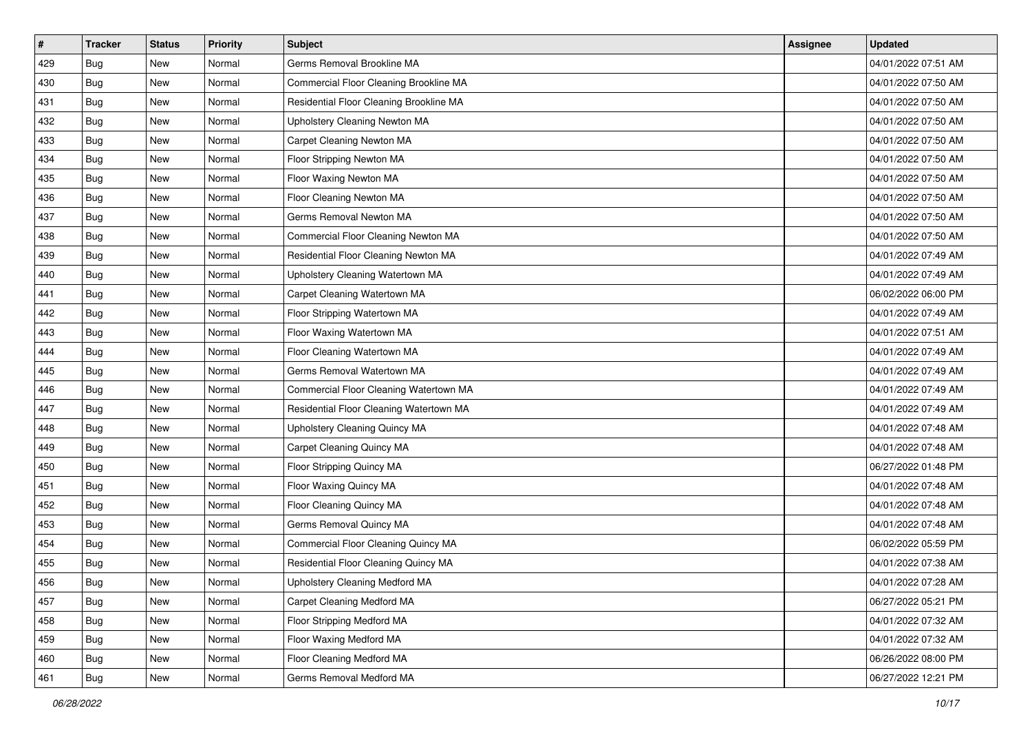| # | Tracker | Status | Priority | Subject | Assignee | Updated |
|---|---|---|---|---|---|---|
| 429 | Bug | New | Normal | Germs Removal Brookline MA | | 04/01/2022 07:51 AM |
| 430 | Bug | New | Normal | Commercial Floor Cleaning Brookline MA | | 04/01/2022 07:50 AM |
| 431 | Bug | New | Normal | Residential Floor Cleaning Brookline MA | | 04/01/2022 07:50 AM |
| 432 | Bug | New | Normal | Upholstery Cleaning Newton MA | | 04/01/2022 07:50 AM |
| 433 | Bug | New | Normal | Carpet Cleaning Newton MA | | 04/01/2022 07:50 AM |
| 434 | Bug | New | Normal | Floor Stripping Newton MA | | 04/01/2022 07:50 AM |
| 435 | Bug | New | Normal | Floor Waxing Newton MA | | 04/01/2022 07:50 AM |
| 436 | Bug | New | Normal | Floor Cleaning Newton MA | | 04/01/2022 07:50 AM |
| 437 | Bug | New | Normal | Germs Removal Newton MA | | 04/01/2022 07:50 AM |
| 438 | Bug | New | Normal | Commercial Floor Cleaning Newton MA | | 04/01/2022 07:50 AM |
| 439 | Bug | New | Normal | Residential Floor Cleaning Newton MA | | 04/01/2022 07:49 AM |
| 440 | Bug | New | Normal | Upholstery Cleaning Watertown MA | | 04/01/2022 07:49 AM |
| 441 | Bug | New | Normal | Carpet Cleaning Watertown MA | | 06/02/2022 06:00 PM |
| 442 | Bug | New | Normal | Floor Stripping Watertown MA | | 04/01/2022 07:49 AM |
| 443 | Bug | New | Normal | Floor Waxing Watertown MA | | 04/01/2022 07:51 AM |
| 444 | Bug | New | Normal | Floor Cleaning Watertown MA | | 04/01/2022 07:49 AM |
| 445 | Bug | New | Normal | Germs Removal Watertown MA | | 04/01/2022 07:49 AM |
| 446 | Bug | New | Normal | Commercial Floor Cleaning Watertown MA | | 04/01/2022 07:49 AM |
| 447 | Bug | New | Normal | Residential Floor Cleaning Watertown MA | | 04/01/2022 07:49 AM |
| 448 | Bug | New | Normal | Upholstery Cleaning Quincy MA | | 04/01/2022 07:48 AM |
| 449 | Bug | New | Normal | Carpet Cleaning Quincy MA | | 04/01/2022 07:48 AM |
| 450 | Bug | New | Normal | Floor Stripping Quincy MA | | 06/27/2022 01:48 PM |
| 451 | Bug | New | Normal | Floor Waxing Quincy MA | | 04/01/2022 07:48 AM |
| 452 | Bug | New | Normal | Floor Cleaning Quincy MA | | 04/01/2022 07:48 AM |
| 453 | Bug | New | Normal | Germs Removal Quincy MA | | 04/01/2022 07:48 AM |
| 454 | Bug | New | Normal | Commercial Floor Cleaning Quincy MA | | 06/02/2022 05:59 PM |
| 455 | Bug | New | Normal | Residential Floor Cleaning Quincy MA | | 04/01/2022 07:38 AM |
| 456 | Bug | New | Normal | Upholstery Cleaning Medford MA | | 04/01/2022 07:28 AM |
| 457 | Bug | New | Normal | Carpet Cleaning Medford MA | | 06/27/2022 05:21 PM |
| 458 | Bug | New | Normal | Floor Stripping Medford MA | | 04/01/2022 07:32 AM |
| 459 | Bug | New | Normal | Floor Waxing Medford MA | | 04/01/2022 07:32 AM |
| 460 | Bug | New | Normal | Floor Cleaning Medford MA | | 06/26/2022 08:00 PM |
| 461 | Bug | New | Normal | Germs Removal Medford MA | | 06/27/2022 12:21 PM |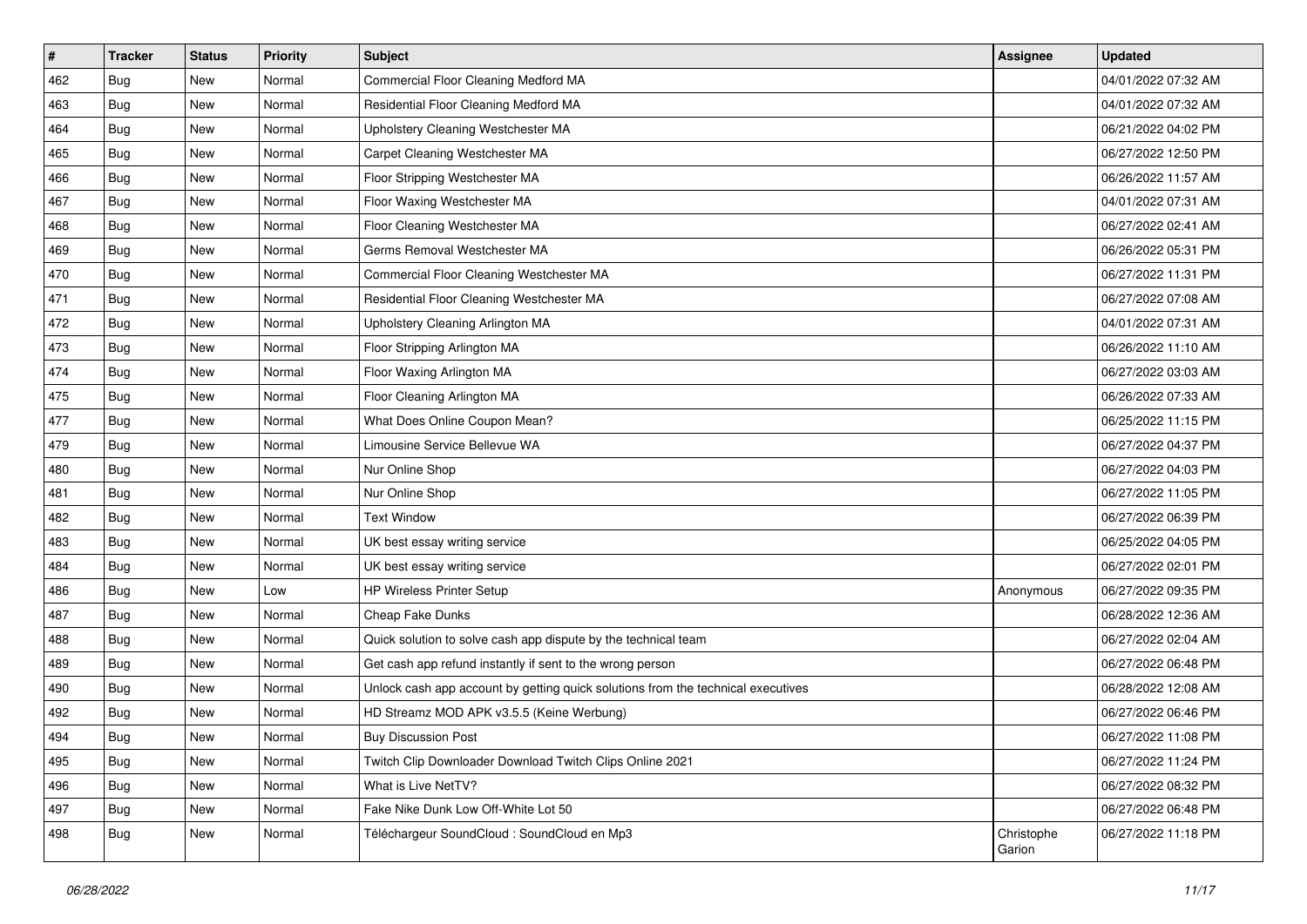| # | Tracker | Status | Priority | Subject | Assignee | Updated |
|---|---|---|---|---|---|---|
| 462 | Bug | New | Normal | Commercial Floor Cleaning Medford MA | | 04/01/2022 07:32 AM |
| 463 | Bug | New | Normal | Residential Floor Cleaning Medford MA | | 04/01/2022 07:32 AM |
| 464 | Bug | New | Normal | Upholstery Cleaning Westchester MA | | 06/21/2022 04:02 PM |
| 465 | Bug | New | Normal | Carpet Cleaning Westchester MA | | 06/27/2022 12:50 PM |
| 466 | Bug | New | Normal | Floor Stripping Westchester MA | | 06/26/2022 11:57 AM |
| 467 | Bug | New | Normal | Floor Waxing Westchester MA | | 04/01/2022 07:31 AM |
| 468 | Bug | New | Normal | Floor Cleaning Westchester MA | | 06/27/2022 02:41 AM |
| 469 | Bug | New | Normal | Germs Removal Westchester MA | | 06/26/2022 05:31 PM |
| 470 | Bug | New | Normal | Commercial Floor Cleaning Westchester MA | | 06/27/2022 11:31 PM |
| 471 | Bug | New | Normal | Residential Floor Cleaning Westchester MA | | 06/27/2022 07:08 AM |
| 472 | Bug | New | Normal | Upholstery Cleaning Arlington MA | | 04/01/2022 07:31 AM |
| 473 | Bug | New | Normal | Floor Stripping Arlington MA | | 06/26/2022 11:10 AM |
| 474 | Bug | New | Normal | Floor Waxing Arlington MA | | 06/27/2022 03:03 AM |
| 475 | Bug | New | Normal | Floor Cleaning Arlington MA | | 06/26/2022 07:33 AM |
| 477 | Bug | New | Normal | What Does Online Coupon Mean? | | 06/25/2022 11:15 PM |
| 479 | Bug | New | Normal | Limousine Service Bellevue WA | | 06/27/2022 04:37 PM |
| 480 | Bug | New | Normal | Nur Online Shop | | 06/27/2022 04:03 PM |
| 481 | Bug | New | Normal | Nur Online Shop | | 06/27/2022 11:05 PM |
| 482 | Bug | New | Normal | Text Window | | 06/27/2022 06:39 PM |
| 483 | Bug | New | Normal | UK best essay writing service | | 06/25/2022 04:05 PM |
| 484 | Bug | New | Normal | UK best essay writing service | | 06/27/2022 02:01 PM |
| 486 | Bug | New | Low | HP Wireless Printer Setup | Anonymous | 06/27/2022 09:35 PM |
| 487 | Bug | New | Normal | Cheap Fake Dunks | | 06/28/2022 12:36 AM |
| 488 | Bug | New | Normal | Quick solution to solve cash app dispute by the technical team | | 06/27/2022 02:04 AM |
| 489 | Bug | New | Normal | Get cash app refund instantly if sent to the wrong person | | 06/27/2022 06:48 PM |
| 490 | Bug | New | Normal | Unlock cash app account by getting quick solutions from the technical executives | | 06/28/2022 12:08 AM |
| 492 | Bug | New | Normal | HD Streamz MOD APK v3.5.5 (Keine Werbung) | | 06/27/2022 06:46 PM |
| 494 | Bug | New | Normal | Buy Discussion Post | | 06/27/2022 11:08 PM |
| 495 | Bug | New | Normal | Twitch Clip Downloader Download Twitch Clips Online 2021 | | 06/27/2022 11:24 PM |
| 496 | Bug | New | Normal | What is Live NetTV? | | 06/27/2022 08:32 PM |
| 497 | Bug | New | Normal | Fake Nike Dunk Low Off-White Lot 50 | | 06/27/2022 06:48 PM |
| 498 | Bug | New | Normal | Téléchargeur SoundCloud : SoundCloud en Mp3 | Christophe Garion | 06/27/2022 11:18 PM |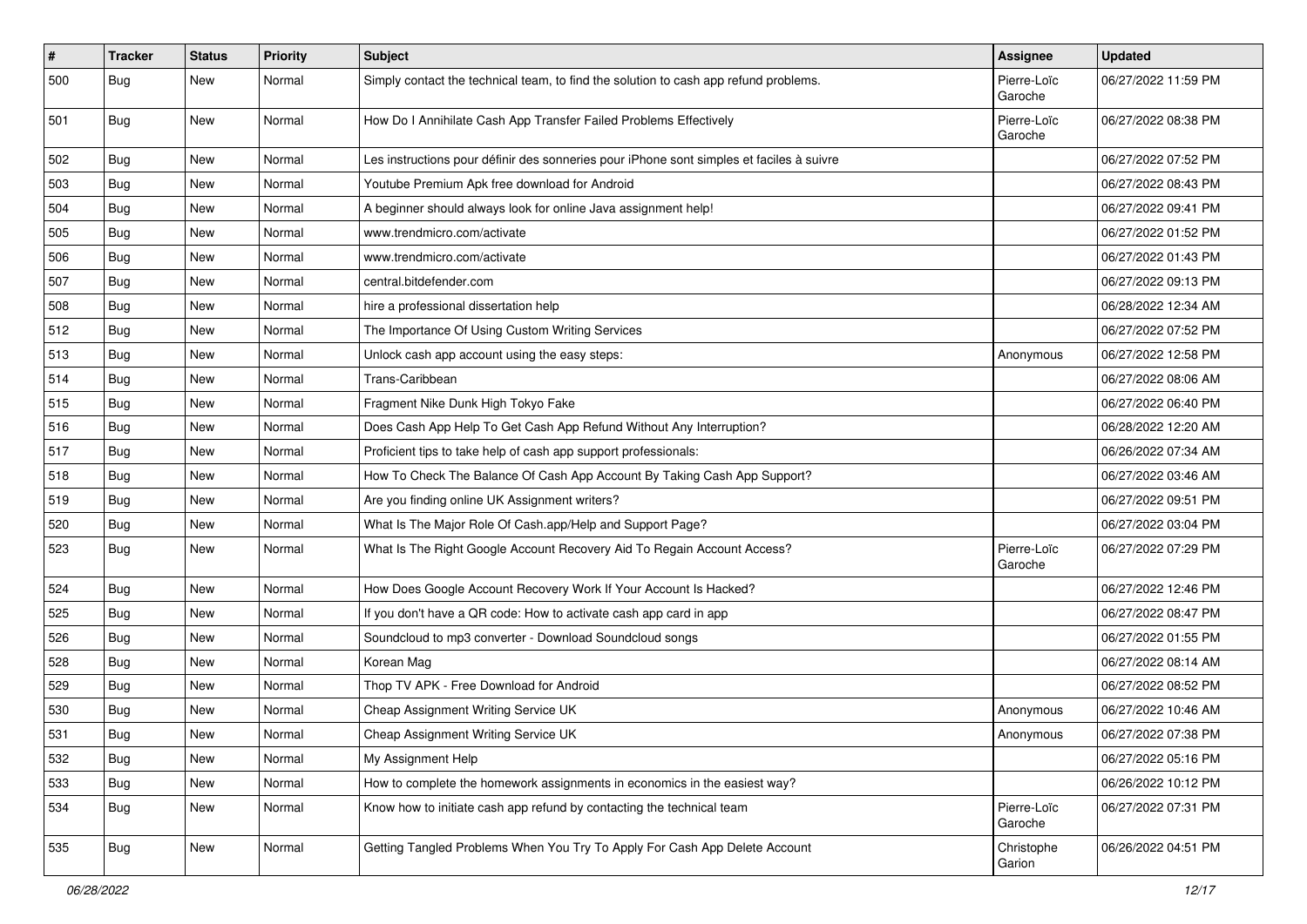| # | Tracker | Status | Priority | Subject | Assignee | Updated |
|---|---|---|---|---|---|---|
| 500 | Bug | New | Normal | Simply contact the technical team, to find the solution to cash app refund problems. | Pierre-Loïc Garoche | 06/27/2022 11:59 PM |
| 501 | Bug | New | Normal | How Do I Annihilate Cash App Transfer Failed Problems Effectively | Pierre-Loïc Garoche | 06/27/2022 08:38 PM |
| 502 | Bug | New | Normal | Les instructions pour définir des sonneries pour iPhone sont simples et faciles à suivre | | 06/27/2022 07:52 PM |
| 503 | Bug | New | Normal | Youtube Premium Apk free download for Android | | 06/27/2022 08:43 PM |
| 504 | Bug | New | Normal | A beginner should always look for online Java assignment help! | | 06/27/2022 09:41 PM |
| 505 | Bug | New | Normal | www.trendmicro.com/activate | | 06/27/2022 01:52 PM |
| 506 | Bug | New | Normal | www.trendmicro.com/activate | | 06/27/2022 01:43 PM |
| 507 | Bug | New | Normal | central.bitdefender.com | | 06/27/2022 09:13 PM |
| 508 | Bug | New | Normal | hire a professional dissertation help | | 06/28/2022 12:34 AM |
| 512 | Bug | New | Normal | The Importance Of Using Custom Writing Services | | 06/27/2022 07:52 PM |
| 513 | Bug | New | Normal | Unlock cash app account using the easy steps: | Anonymous | 06/27/2022 12:58 PM |
| 514 | Bug | New | Normal | Trans-Caribbean | | 06/27/2022 08:06 AM |
| 515 | Bug | New | Normal | Fragment Nike Dunk High Tokyo Fake | | 06/27/2022 06:40 PM |
| 516 | Bug | New | Normal | Does Cash App Help To Get Cash App Refund Without Any Interruption? | | 06/28/2022 12:20 AM |
| 517 | Bug | New | Normal | Proficient tips to take help of cash app support professionals: | | 06/26/2022 07:34 AM |
| 518 | Bug | New | Normal | How To Check The Balance Of Cash App Account By Taking Cash App Support? | | 06/27/2022 03:46 AM |
| 519 | Bug | New | Normal | Are you finding online UK Assignment writers? | | 06/27/2022 09:51 PM |
| 520 | Bug | New | Normal | What Is The Major Role Of Cash.app/Help and Support Page? | | 06/27/2022 03:04 PM |
| 523 | Bug | New | Normal | What Is The Right Google Account Recovery Aid To Regain Account Access? | Pierre-Loïc Garoche | 06/27/2022 07:29 PM |
| 524 | Bug | New | Normal | How Does Google Account Recovery Work If Your Account Is Hacked? | | 06/27/2022 12:46 PM |
| 525 | Bug | New | Normal | If you don't have a QR code: How to activate cash app card in app | | 06/27/2022 08:47 PM |
| 526 | Bug | New | Normal | Soundcloud to mp3 converter - Download Soundcloud songs | | 06/27/2022 01:55 PM |
| 528 | Bug | New | Normal | Korean Mag | | 06/27/2022 08:14 AM |
| 529 | Bug | New | Normal | Thop TV APK - Free Download for Android | | 06/27/2022 08:52 PM |
| 530 | Bug | New | Normal | Cheap Assignment Writing Service UK | Anonymous | 06/27/2022 10:46 AM |
| 531 | Bug | New | Normal | Cheap Assignment Writing Service UK | Anonymous | 06/27/2022 07:38 PM |
| 532 | Bug | New | Normal | My Assignment Help | | 06/27/2022 05:16 PM |
| 533 | Bug | New | Normal | How to complete the homework assignments in economics in the easiest way? | | 06/26/2022 10:12 PM |
| 534 | Bug | New | Normal | Know how to initiate cash app refund by contacting the technical team | Pierre-Loïc Garoche | 06/27/2022 07:31 PM |
| 535 | Bug | New | Normal | Getting Tangled Problems When You Try To Apply For Cash App Delete Account | Christophe Garion | 06/26/2022 04:51 PM |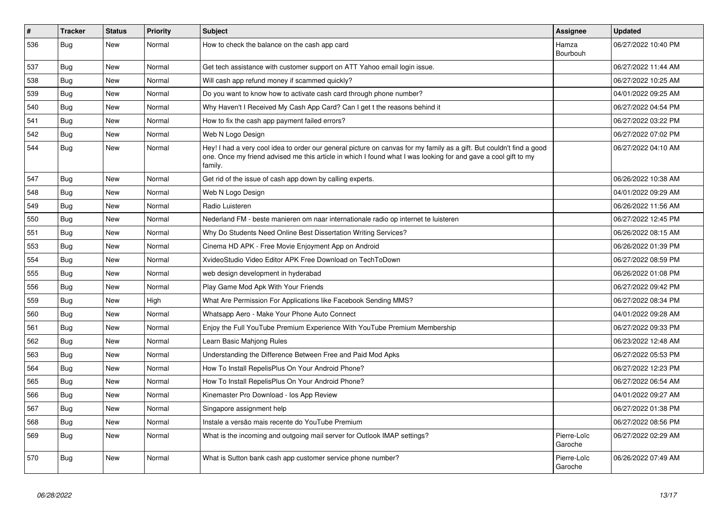| # | Tracker | Status | Priority | Subject | Assignee | Updated |
|---|---|---|---|---|---|---|
| 536 | Bug | New | Normal | How to check the balance on the cash app card | Hamza Bourbouh | 06/27/2022 10:40 PM |
| 537 | Bug | New | Normal | Get tech assistance with customer support on ATT Yahoo email login issue. | | 06/27/2022 11:44 AM |
| 538 | Bug | New | Normal | Will cash app refund money if scammed quickly? | | 06/27/2022 10:25 AM |
| 539 | Bug | New | Normal | Do you want to know how to activate cash card through phone number? | | 04/01/2022 09:25 AM |
| 540 | Bug | New | Normal | Why Haven't I Received My Cash App Card? Can I get t the reasons behind it | | 06/27/2022 04:54 PM |
| 541 | Bug | New | Normal | How to fix the cash app payment failed errors? | | 06/27/2022 03:22 PM |
| 542 | Bug | New | Normal | Web N Logo Design | | 06/27/2022 07:02 PM |
| 544 | Bug | New | Normal | Hey! I had a very cool idea to order our general picture on canvas for my family as a gift. But couldn't find a good one. Once my friend advised me this article in which I found what I was looking for and gave a cool gift to my family. | | 06/27/2022 04:10 AM |
| 547 | Bug | New | Normal | Get rid of the issue of cash app down by calling experts. | | 06/26/2022 10:38 AM |
| 548 | Bug | New | Normal | Web N Logo Design | | 04/01/2022 09:29 AM |
| 549 | Bug | New | Normal | Radio Luisteren | | 06/26/2022 11:56 AM |
| 550 | Bug | New | Normal | Nederland FM - beste manieren om naar internationale radio op internet te luisteren | | 06/27/2022 12:45 PM |
| 551 | Bug | New | Normal | Why Do Students Need Online Best Dissertation Writing Services? | | 06/26/2022 08:15 AM |
| 553 | Bug | New | Normal | Cinema HD APK - Free Movie Enjoyment App on Android | | 06/26/2022 01:39 PM |
| 554 | Bug | New | Normal | XvideoStudio Video Editor APK Free Download on TechToDown | | 06/27/2022 08:59 PM |
| 555 | Bug | New | Normal | web design development in hyderabad | | 06/26/2022 01:08 PM |
| 556 | Bug | New | Normal | Play Game Mod Apk With Your Friends | | 06/27/2022 09:42 PM |
| 559 | Bug | New | High | What Are Permission For Applications like Facebook Sending MMS? | | 06/27/2022 08:34 PM |
| 560 | Bug | New | Normal | Whatsapp Aero - Make Your Phone Auto Connect | | 04/01/2022 09:28 AM |
| 561 | Bug | New | Normal | Enjoy the Full YouTube Premium Experience With YouTube Premium Membership | | 06/27/2022 09:33 PM |
| 562 | Bug | New | Normal | Learn Basic Mahjong Rules | | 06/23/2022 12:48 AM |
| 563 | Bug | New | Normal | Understanding the Difference Between Free and Paid Mod Apks | | 06/27/2022 05:53 PM |
| 564 | Bug | New | Normal | How To Install RepelisPlus On Your Android Phone? | | 06/27/2022 12:23 PM |
| 565 | Bug | New | Normal | How To Install RepelisPlus On Your Android Phone? | | 06/27/2022 06:54 AM |
| 566 | Bug | New | Normal | Kinemaster Pro Download - Ios App Review | | 04/01/2022 09:27 AM |
| 567 | Bug | New | Normal | Singapore assignment help | | 06/27/2022 01:38 PM |
| 568 | Bug | New | Normal | Instale a versão mais recente do YouTube Premium | | 06/27/2022 08:56 PM |
| 569 | Bug | New | Normal | What is the incoming and outgoing mail server for Outlook IMAP settings? | Pierre-Loïc Garoche | 06/27/2022 02:29 AM |
| 570 | Bug | New | Normal | What is Sutton bank cash app customer service phone number? | Pierre-Loïc Garoche | 06/26/2022 07:49 AM |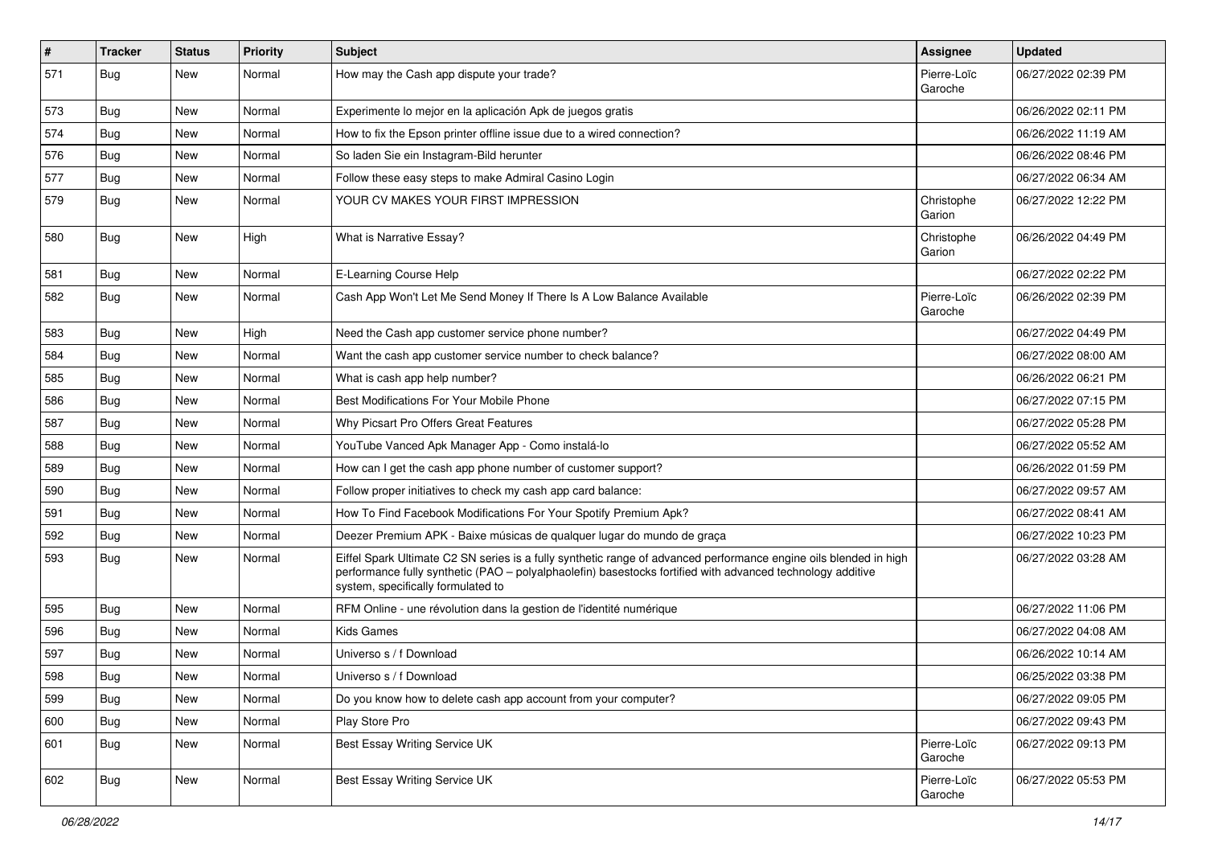| # | Tracker | Status | Priority | Subject | Assignee | Updated |
|---|---|---|---|---|---|---|
| 571 | Bug | New | Normal | How may the Cash app dispute your trade? | Pierre-Loïc Garoche | 06/27/2022 02:39 PM |
| 573 | Bug | New | Normal | Experimente lo mejor en la aplicación Apk de juegos gratis | | 06/26/2022 02:11 PM |
| 574 | Bug | New | Normal | How to fix the Epson printer offline issue due to a wired connection? | | 06/26/2022 11:19 AM |
| 576 | Bug | New | Normal | So laden Sie ein Instagram-Bild herunter | | 06/26/2022 08:46 PM |
| 577 | Bug | New | Normal | Follow these easy steps to make Admiral Casino Login | | 06/27/2022 06:34 AM |
| 579 | Bug | New | Normal | YOUR CV MAKES YOUR FIRST IMPRESSION | Christophe Garion | 06/27/2022 12:22 PM |
| 580 | Bug | New | High | What is Narrative Essay? | Christophe Garion | 06/26/2022 04:49 PM |
| 581 | Bug | New | Normal | E-Learning Course Help | | 06/27/2022 02:22 PM |
| 582 | Bug | New | Normal | Cash App Won't Let Me Send Money If There Is A Low Balance Available | Pierre-Loïc Garoche | 06/26/2022 02:39 PM |
| 583 | Bug | New | High | Need the Cash app customer service phone number? | | 06/27/2022 04:49 PM |
| 584 | Bug | New | Normal | Want the cash app customer service number to check balance? | | 06/27/2022 08:00 AM |
| 585 | Bug | New | Normal | What is cash app help number? | | 06/26/2022 06:21 PM |
| 586 | Bug | New | Normal | Best Modifications For Your Mobile Phone | | 06/27/2022 07:15 PM |
| 587 | Bug | New | Normal | Why Picsart Pro Offers Great Features | | 06/27/2022 05:28 PM |
| 588 | Bug | New | Normal | YouTube Vanced Apk Manager App - Como instalá-lo | | 06/27/2022 05:52 AM |
| 589 | Bug | New | Normal | How can I get the cash app phone number of customer support? | | 06/26/2022 01:59 PM |
| 590 | Bug | New | Normal | Follow proper initiatives to check my cash app card balance: | | 06/27/2022 09:57 AM |
| 591 | Bug | New | Normal | How To Find Facebook Modifications For Your Spotify Premium Apk? | | 06/27/2022 08:41 AM |
| 592 | Bug | New | Normal | Deezer Premium APK - Baixe músicas de qualquer lugar do mundo de graça | | 06/27/2022 10:23 PM |
| 593 | Bug | New | Normal | Eiffel Spark Ultimate C2 SN series is a fully synthetic range of advanced performance engine oils blended in high performance fully synthetic (PAO – polyalphaolefin) basestocks fortified with advanced technology additive system, specifically formulated to | | 06/27/2022 03:28 AM |
| 595 | Bug | New | Normal | RFM Online - une révolution dans la gestion de l'identité numérique | | 06/27/2022 11:06 PM |
| 596 | Bug | New | Normal | Kids Games | | 06/27/2022 04:08 AM |
| 597 | Bug | New | Normal | Universo s / f Download | | 06/26/2022 10:14 AM |
| 598 | Bug | New | Normal | Universo s / f Download | | 06/25/2022 03:38 PM |
| 599 | Bug | New | Normal | Do you know how to delete cash app account from your computer? | | 06/27/2022 09:05 PM |
| 600 | Bug | New | Normal | Play Store Pro | | 06/27/2022 09:43 PM |
| 601 | Bug | New | Normal | Best Essay Writing Service UK | Pierre-Loïc Garoche | 06/27/2022 09:13 PM |
| 602 | Bug | New | Normal | Best Essay Writing Service UK | Pierre-Loïc Garoche | 06/27/2022 05:53 PM |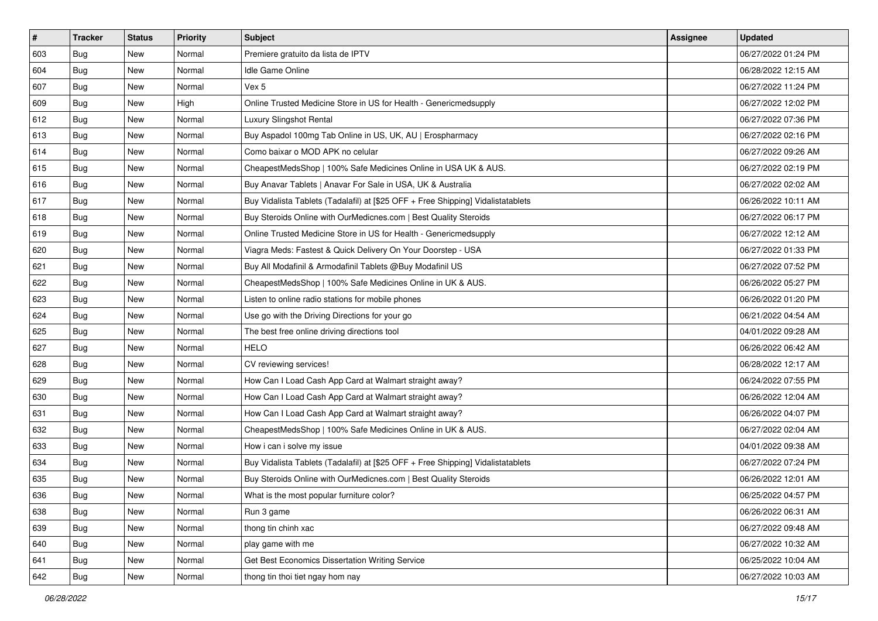| # | Tracker | Status | Priority | Subject | Assignee | Updated |
|---|---|---|---|---|---|---|
| 603 | Bug | New | Normal | Premiere gratuito da lista de IPTV | | 06/27/2022 01:24 PM |
| 604 | Bug | New | Normal | Idle Game Online | | 06/28/2022 12:15 AM |
| 607 | Bug | New | Normal | Vex 5 | | 06/27/2022 11:24 PM |
| 609 | Bug | New | High | Online Trusted Medicine Store in US for Health - Genericmedsupply | | 06/27/2022 12:02 PM |
| 612 | Bug | New | Normal | Luxury Slingshot Rental | | 06/27/2022 07:36 PM |
| 613 | Bug | New | Normal | Buy Aspadol 100mg Tab Online in US, UK, AU \| Erospharmacy | | 06/27/2022 02:16 PM |
| 614 | Bug | New | Normal | Como baixar o MOD APK no celular | | 06/27/2022 09:26 AM |
| 615 | Bug | New | Normal | CheapestMedsShop \| 100% Safe Medicines Online in USA UK & AUS. | | 06/27/2022 02:19 PM |
| 616 | Bug | New | Normal | Buy Anavar Tablets \| Anavar For Sale in USA, UK & Australia | | 06/27/2022 02:02 AM |
| 617 | Bug | New | Normal | Buy Vidalista Tablets (Tadalafil) at [$25 OFF + Free Shipping] Vidalistatablets | | 06/26/2022 10:11 AM |
| 618 | Bug | New | Normal | Buy Steroids Online with OurMedicnes.com \| Best Quality Steroids | | 06/27/2022 06:17 PM |
| 619 | Bug | New | Normal | Online Trusted Medicine Store in US for Health - Genericmedsupply | | 06/27/2022 12:12 AM |
| 620 | Bug | New | Normal | Viagra Meds: Fastest & Quick Delivery On Your Doorstep - USA | | 06/27/2022 01:33 PM |
| 621 | Bug | New | Normal | Buy All Modafinil & Armodafinil Tablets @Buy Modafinil US | | 06/27/2022 07:52 PM |
| 622 | Bug | New | Normal | CheapestMedsShop \| 100% Safe Medicines Online in UK & AUS. | | 06/26/2022 05:27 PM |
| 623 | Bug | New | Normal | Listen to online radio stations for mobile phones | | 06/26/2022 01:20 PM |
| 624 | Bug | New | Normal | Use go with the Driving Directions for your go | | 06/21/2022 04:54 AM |
| 625 | Bug | New | Normal | The best free online driving directions tool | | 04/01/2022 09:28 AM |
| 627 | Bug | New | Normal | HELO | | 06/26/2022 06:42 AM |
| 628 | Bug | New | Normal | CV reviewing services! | | 06/28/2022 12:17 AM |
| 629 | Bug | New | Normal | How Can I Load Cash App Card at Walmart straight away? | | 06/24/2022 07:55 PM |
| 630 | Bug | New | Normal | How Can I Load Cash App Card at Walmart straight away? | | 06/26/2022 12:04 AM |
| 631 | Bug | New | Normal | How Can I Load Cash App Card at Walmart straight away? | | 06/26/2022 04:07 PM |
| 632 | Bug | New | Normal | CheapestMedsShop \| 100% Safe Medicines Online in UK & AUS. | | 06/27/2022 02:04 AM |
| 633 | Bug | New | Normal | How i can i solve my issue | | 04/01/2022 09:38 AM |
| 634 | Bug | New | Normal | Buy Vidalista Tablets (Tadalafil) at [$25 OFF + Free Shipping] Vidalistatablets | | 06/27/2022 07:24 PM |
| 635 | Bug | New | Normal | Buy Steroids Online with OurMedicnes.com \| Best Quality Steroids | | 06/26/2022 12:01 AM |
| 636 | Bug | New | Normal | What is the most popular furniture color? | | 06/25/2022 04:57 PM |
| 638 | Bug | New | Normal | Run 3 game | | 06/26/2022 06:31 AM |
| 639 | Bug | New | Normal | thong tin chinh xac | | 06/27/2022 09:48 AM |
| 640 | Bug | New | Normal | play game with me | | 06/27/2022 10:32 AM |
| 641 | Bug | New | Normal | Get Best Economics Dissertation Writing Service | | 06/25/2022 10:04 AM |
| 642 | Bug | New | Normal | thong tin thoi tiet ngay hom nay | | 06/27/2022 10:03 AM |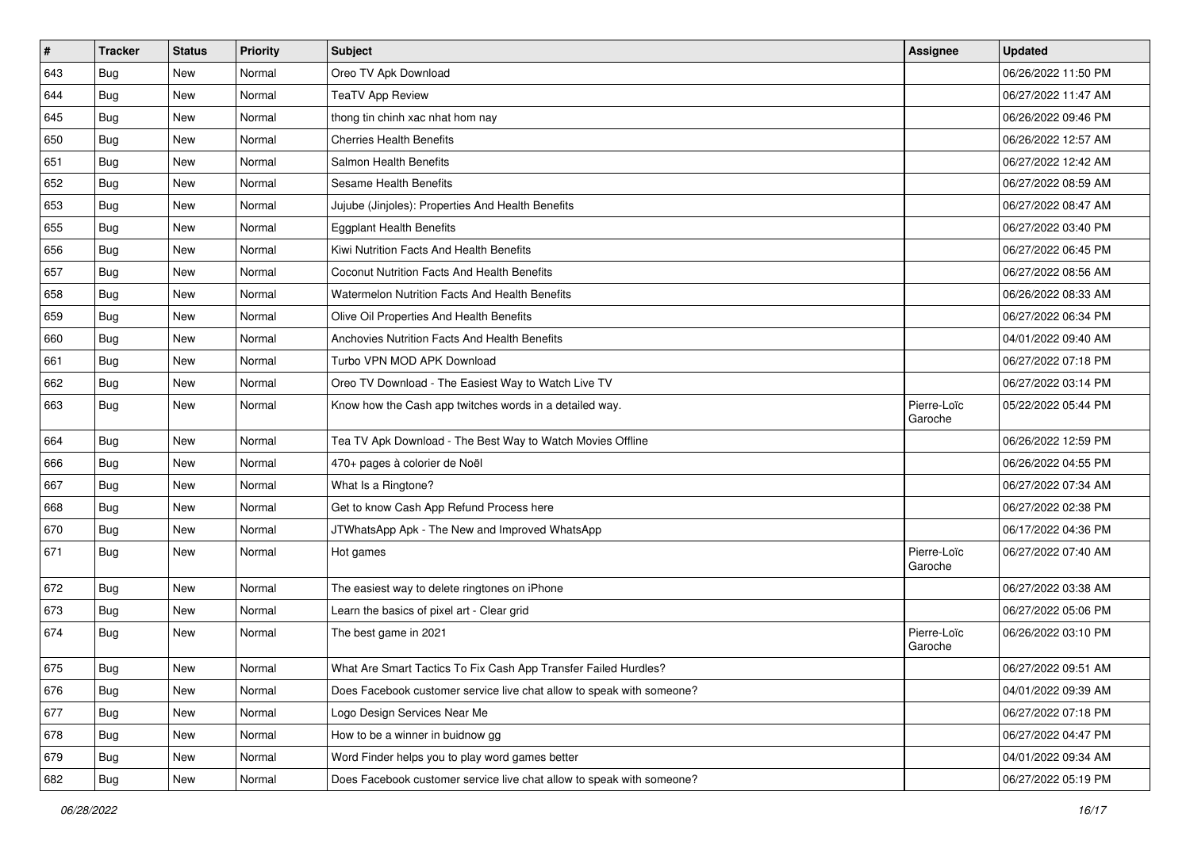| # | Tracker | Status | Priority | Subject | Assignee | Updated |
|---|---|---|---|---|---|---|
| 643 | Bug | New | Normal | Oreo TV Apk Download | | 06/26/2022 11:50 PM |
| 644 | Bug | New | Normal | TeaTV App Review | | 06/27/2022 11:47 AM |
| 645 | Bug | New | Normal | thong tin chinh xac nhat hom nay | | 06/26/2022 09:46 PM |
| 650 | Bug | New | Normal | Cherries Health Benefits | | 06/26/2022 12:57 AM |
| 651 | Bug | New | Normal | Salmon Health Benefits | | 06/27/2022 12:42 AM |
| 652 | Bug | New | Normal | Sesame Health Benefits | | 06/27/2022 08:59 AM |
| 653 | Bug | New | Normal | Jujube (Jinjoles): Properties And Health Benefits | | 06/27/2022 08:47 AM |
| 655 | Bug | New | Normal | Eggplant Health Benefits | | 06/27/2022 03:40 PM |
| 656 | Bug | New | Normal | Kiwi Nutrition Facts And Health Benefits | | 06/27/2022 06:45 PM |
| 657 | Bug | New | Normal | Coconut Nutrition Facts And Health Benefits | | 06/27/2022 08:56 AM |
| 658 | Bug | New | Normal | Watermelon Nutrition Facts And Health Benefits | | 06/26/2022 08:33 AM |
| 659 | Bug | New | Normal | Olive Oil Properties And Health Benefits | | 06/27/2022 06:34 PM |
| 660 | Bug | New | Normal | Anchovies Nutrition Facts And Health Benefits | | 04/01/2022 09:40 AM |
| 661 | Bug | New | Normal | Turbo VPN MOD APK Download | | 06/27/2022 07:18 PM |
| 662 | Bug | New | Normal | Oreo TV Download - The Easiest Way to Watch Live TV | | 06/27/2022 03:14 PM |
| 663 | Bug | New | Normal | Know how the Cash app twitches words in a detailed way. | Pierre-Loïc Garoche | 05/22/2022 05:44 PM |
| 664 | Bug | New | Normal | Tea TV Apk Download - The Best Way to Watch Movies Offline | | 06/26/2022 12:59 PM |
| 666 | Bug | New | Normal | 470+ pages à colorier de Noël | | 06/26/2022 04:55 PM |
| 667 | Bug | New | Normal | What Is a Ringtone? | | 06/27/2022 07:34 AM |
| 668 | Bug | New | Normal | Get to know Cash App Refund Process here | | 06/27/2022 02:38 PM |
| 670 | Bug | New | Normal | JTWhatsApp Apk - The New and Improved WhatsApp | | 06/17/2022 04:36 PM |
| 671 | Bug | New | Normal | Hot games | Pierre-Loïc Garoche | 06/27/2022 07:40 AM |
| 672 | Bug | New | Normal | The easiest way to delete ringtones on iPhone | | 06/27/2022 03:38 AM |
| 673 | Bug | New | Normal | Learn the basics of pixel art - Clear grid | | 06/27/2022 05:06 PM |
| 674 | Bug | New | Normal | The best game in 2021 | Pierre-Loïc Garoche | 06/26/2022 03:10 PM |
| 675 | Bug | New | Normal | What Are Smart Tactics To Fix Cash App Transfer Failed Hurdles? | | 06/27/2022 09:51 AM |
| 676 | Bug | New | Normal | Does Facebook customer service live chat allow to speak with someone? | | 04/01/2022 09:39 AM |
| 677 | Bug | New | Normal | Logo Design Services Near Me | | 06/27/2022 07:18 PM |
| 678 | Bug | New | Normal | How to be a winner in buidnow gg | | 06/27/2022 04:47 PM |
| 679 | Bug | New | Normal | Word Finder helps you to play word games better | | 04/01/2022 09:34 AM |
| 682 | Bug | New | Normal | Does Facebook customer service live chat allow to speak with someone? | | 06/27/2022 05:19 PM |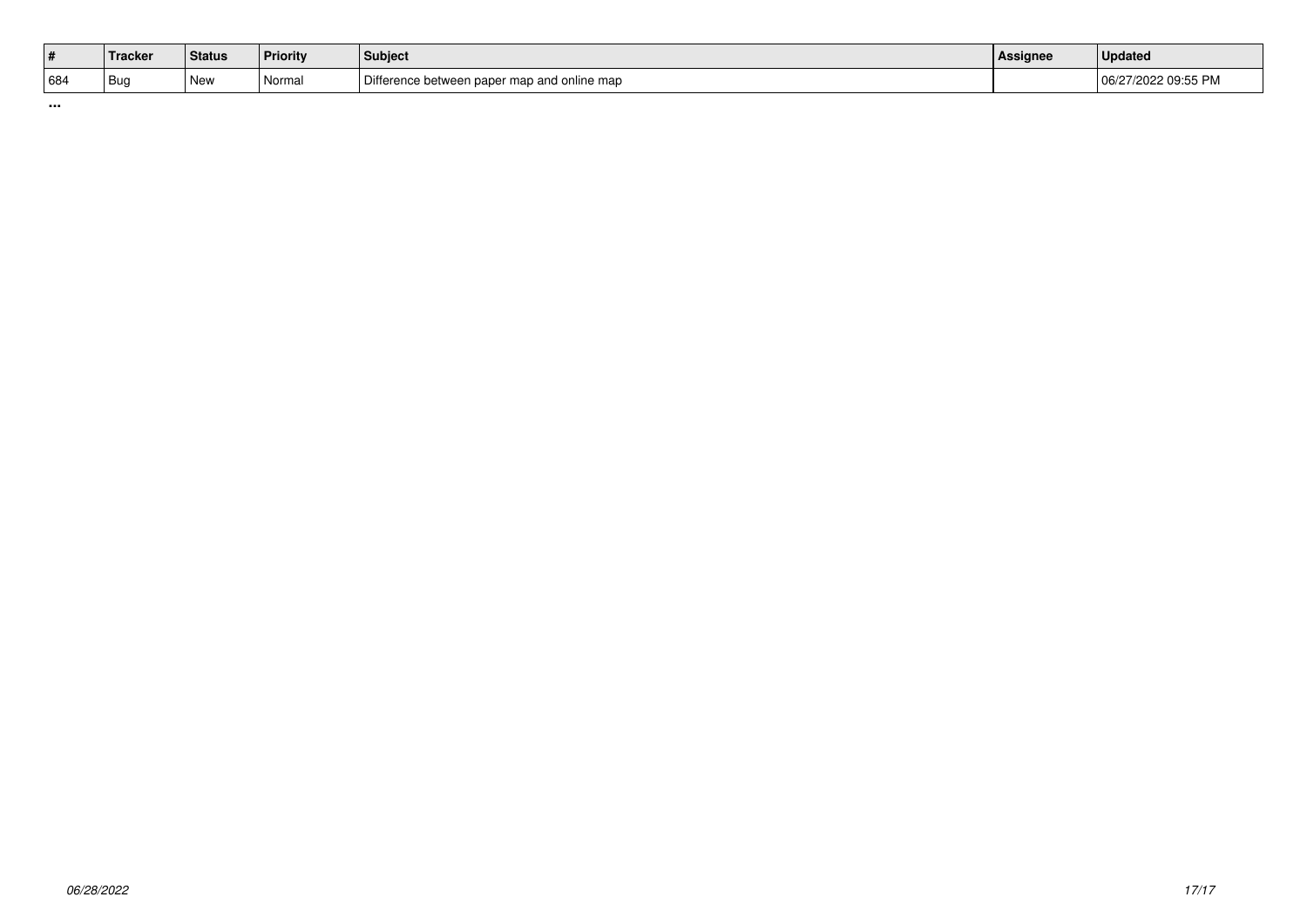| # | Tracker | Status | Priority | Subject | Assignee | Updated |
|---|---|---|---|---|---|---|
| 684 | Bug | New | Normal | Difference between paper map and online map | | 06/27/2022 09:55 PM |

...